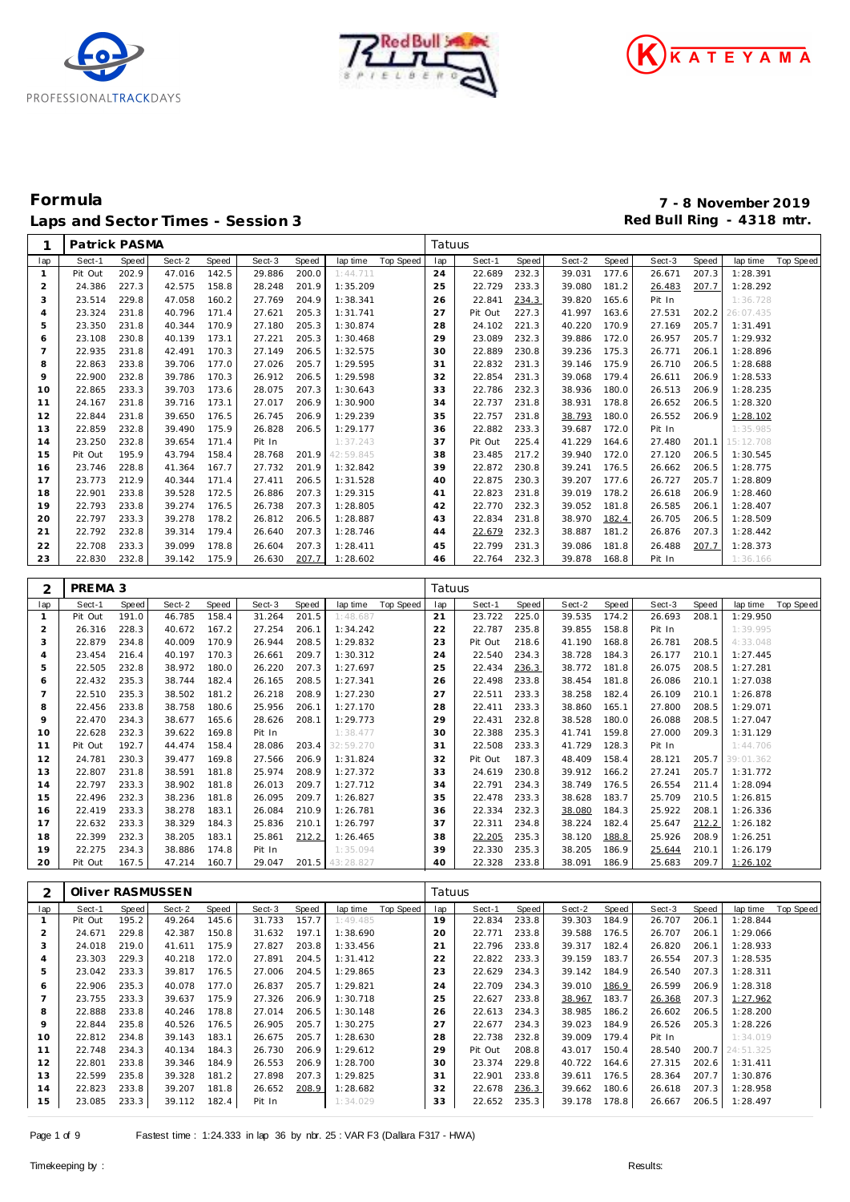# Formula

## Laps and Sector Times - Session 3

**7 - 8 November 2019**
**Red Bull Ring - 4318 mtr.**

| 1 | Patrick PASMA | | | | | | | | Tatuus | | | | | | | | |
|---|---|---|---|---|---|---|---|---|---|---|---|---|---|---|---|---|---|
| lap | Sect-1 | Speed | Sect-2 | Speed | Sect-3 | Speed | lap time | Top Speed | lap | Sect-1 | Speed | Sect-2 | Speed | Sect-3 | Speed | lap time | Top Speed |
| 1 | Pit Out | 202.9 | 47.016 | 142.5 | 29.886 | 200.0 | 1:44.711 | | 24 | 22.689 | 232.3 | 39.031 | 177.6 | 26.671 | 207.3 | 1:28.391 | |
| 2 | 24.386 | 227.3 | 42.575 | 158.8 | 28.248 | 201.9 | 1:35.209 | | 25 | 22.729 | 233.3 | 39.080 | 181.2 | 26.483 | 207.7 | 1:28.292 | |
| 3 | 23.514 | 229.8 | 47.058 | 160.2 | 27.769 | 204.9 | 1:38.341 | | 26 | 22.841 | 234.3 | 39.820 | 165.6 | Pit In | | 1:36.728 | |
| 4 | 23.324 | 231.8 | 40.796 | 171.4 | 27.621 | 205.3 | 1:31.741 | | 27 | Pit Out | 227.3 | 41.997 | 163.6 | 27.531 | 202.2 | 26:07.435 | |
| 5 | 23.350 | 231.8 | 40.344 | 170.9 | 27.180 | 205.3 | 1:30.874 | | 28 | 24.102 | 221.3 | 40.220 | 170.9 | 27.169 | 205.7 | 1:31.491 | |
| 6 | 23.108 | 230.8 | 40.139 | 173.1 | 27.221 | 205.3 | 1:30.468 | | 29 | 23.089 | 232.3 | 39.886 | 172.0 | 26.957 | 205.7 | 1:29.932 | |
| 7 | 22.935 | 231.8 | 42.491 | 170.3 | 27.149 | 206.5 | 1:32.575 | | 30 | 22.889 | 230.8 | 39.236 | 175.3 | 26.771 | 206.1 | 1:28.896 | |
| 8 | 22.863 | 233.8 | 39.706 | 177.0 | 27.026 | 205.7 | 1:29.595 | | 31 | 22.832 | 231.3 | 39.146 | 175.9 | 26.710 | 206.5 | 1:28.688 | |
| 9 | 22.900 | 232.8 | 39.786 | 170.3 | 26.912 | 206.5 | 1:29.598 | | 32 | 22.854 | 231.3 | 39.068 | 179.4 | 26.611 | 206.9 | 1:28.533 | |
| 10 | 22.865 | 233.3 | 39.703 | 173.6 | 28.075 | 207.3 | 1:30.643 | | 33 | 22.786 | 232.3 | 38.936 | 180.0 | 26.513 | 206.9 | 1:28.235 | |
| 11 | 24.167 | 231.8 | 39.716 | 173.1 | 27.017 | 206.9 | 1:30.900 | | 34 | 22.737 | 231.8 | 38.931 | 178.8 | 26.652 | 206.5 | 1:28.320 | |
| 12 | 22.844 | 231.8 | 39.650 | 176.5 | 26.745 | 206.9 | 1:29.239 | | 35 | 22.757 | 231.8 | 38.793 | 180.0 | 26.552 | 206.9 | 1:28.102 | |
| 13 | 22.859 | 232.8 | 39.490 | 175.9 | 26.828 | 206.5 | 1:29.177 | | 36 | 22.882 | 233.3 | 39.687 | 172.0 | Pit In | | 1:35.985 | |
| 14 | 23.250 | 232.8 | 39.654 | 171.4 | Pit In | | 1:37.243 | | 37 | Pit Out | 225.4 | 41.229 | 164.6 | 27.480 | 201.1 | 15:12.708 | |
| 15 | Pit Out | 195.9 | 43.794 | 158.4 | 28.768 | 201.9 | 42:59.845 | | 38 | 23.485 | 217.2 | 39.940 | 172.0 | 27.120 | 206.5 | 1:30.545 | |
| 16 | 23.746 | 228.8 | 41.364 | 167.7 | 27.732 | 201.9 | 1:32.842 | | 39 | 22.872 | 230.8 | 39.241 | 176.5 | 26.662 | 206.5 | 1:28.775 | |
| 17 | 23.773 | 212.9 | 40.344 | 171.4 | 27.411 | 206.5 | 1:31.528 | | 40 | 22.875 | 230.3 | 39.207 | 177.6 | 26.727 | 205.7 | 1:28.809 | |
| 18 | 22.901 | 233.8 | 39.528 | 172.5 | 26.886 | 207.3 | 1:29.315 | | 41 | 22.823 | 231.8 | 39.019 | 178.2 | 26.618 | 206.9 | 1:28.460 | |
| 19 | 22.793 | 233.8 | 39.274 | 176.5 | 26.738 | 207.3 | 1:28.805 | | 42 | 22.770 | 232.3 | 39.052 | 181.8 | 26.585 | 206.1 | 1:28.407 | |
| 20 | 22.797 | 233.3 | 39.278 | 178.2 | 26.812 | 206.5 | 1:28.887 | | 43 | 22.834 | 231.8 | 38.970 | 182.4 | 26.705 | 206.5 | 1:28.509 | |
| 21 | 22.792 | 232.8 | 39.314 | 179.4 | 26.640 | 207.3 | 1:28.746 | | 44 | 22.679 | 232.3 | 38.887 | 181.2 | 26.876 | 207.3 | 1:28.442 | |
| 22 | 22.708 | 233.3 | 39.099 | 178.8 | 26.604 | 207.3 | 1:28.411 | | 45 | 22.799 | 231.3 | 39.086 | 181.8 | 26.488 | 207.7 | 1:28.373 | |
| 23 | 22.830 | 232.8 | 39.142 | 175.9 | 26.630 | 207.7 | 1:28.602 | | 46 | 22.764 | 232.3 | 39.878 | 168.8 | Pit In | | 1:36.166 | |

| 2 | PREMA 3 | | | | | | | | Tatuus | | | | | | | | |
|---|---|---|---|---|---|---|---|---|---|---|---|---|---|---|---|---|---|
| lap | Sect-1 | Speed | Sect-2 | Speed | Sect-3 | Speed | lap time | Top Speed | lap | Sect-1 | Speed | Sect-2 | Speed | Sect-3 | Speed | lap time | Top Speed |
| 1 | Pit Out | 191.0 | 46.785 | 158.4 | 31.264 | 201.5 | 1:48.687 | | 21 | 23.722 | 225.0 | 39.535 | 174.2 | 26.693 | 208.1 | 1:29.950 | |
| 2 | 26.316 | 228.3 | 40.672 | 167.2 | 27.254 | 206.1 | 1:34.242 | | 22 | 22.787 | 235.8 | 39.855 | 158.8 | Pit In | | 1:39.995 | |
| 3 | 22.879 | 234.8 | 40.009 | 170.9 | 26.944 | 208.5 | 1:29.832 | | 23 | Pit Out | 218.6 | 41.190 | 168.8 | 26.781 | 208.5 | 4:33.048 | |
| 4 | 23.454 | 216.4 | 40.197 | 170.3 | 26.661 | 209.7 | 1:30.312 | | 24 | 22.540 | 234.3 | 38.728 | 184.3 | 26.177 | 210.1 | 1:27.445 | |
| 5 | 22.505 | 232.8 | 38.972 | 180.0 | 26.220 | 207.3 | 1:27.697 | | 25 | 22.434 | 236.3 | 38.772 | 181.8 | 26.075 | 208.5 | 1:27.281 | |
| 6 | 22.432 | 235.3 | 38.744 | 182.4 | 26.165 | 208.5 | 1:27.341 | | 26 | 22.498 | 233.8 | 38.454 | 181.8 | 26.086 | 210.1 | 1:27.038 | |
| 7 | 22.510 | 235.3 | 38.502 | 181.2 | 26.218 | 208.9 | 1:27.230 | | 27 | 22.511 | 233.3 | 38.258 | 182.4 | 26.109 | 210.1 | 1:26.878 | |
| 8 | 22.456 | 233.8 | 38.758 | 180.6 | 25.956 | 206.1 | 1:27.170 | | 28 | 22.411 | 233.3 | 38.860 | 165.1 | 27.800 | 208.5 | 1:29.071 | |
| 9 | 22.470 | 234.3 | 38.677 | 165.6 | 28.626 | 208.1 | 1:29.773 | | 29 | 22.431 | 232.8 | 38.528 | 180.0 | 26.088 | 208.5 | 1:27.047 | |
| 10 | 22.628 | 232.3 | 39.622 | 169.8 | Pit In | | 1:38.477 | | 30 | 22.388 | 235.3 | 41.741 | 159.8 | 27.000 | 209.3 | 1:31.129 | |
| 11 | Pit Out | 192.7 | 44.474 | 158.4 | 28.086 | 203.4 | 32:59.270 | | 31 | 22.508 | 233.3 | 41.729 | 128.3 | Pit In | | 1:44.706 | |
| 12 | 24.781 | 230.3 | 39.477 | 169.8 | 27.566 | 206.9 | 1:31.824 | | 32 | Pit Out | 187.3 | 48.409 | 158.4 | 28.121 | 205.7 | 39:01.362 | |
| 13 | 22.807 | 231.8 | 38.591 | 181.8 | 25.974 | 208.9 | 1:27.372 | | 33 | 24.619 | 230.8 | 39.912 | 166.2 | 27.241 | 205.7 | 1:31.772 | |
| 14 | 22.797 | 233.3 | 38.902 | 181.8 | 26.013 | 209.7 | 1:27.712 | | 34 | 22.791 | 234.3 | 38.749 | 176.5 | 26.554 | 211.4 | 1:28.094 | |
| 15 | 22.496 | 232.3 | 38.236 | 181.8 | 26.095 | 209.7 | 1:26.827 | | 35 | 22.478 | 233.3 | 38.628 | 183.7 | 25.709 | 210.5 | 1:26.815 | |
| 16 | 22.419 | 233.3 | 38.278 | 183.1 | 26.084 | 210.9 | 1:26.781 | | 36 | 22.334 | 232.3 | 38.080 | 184.3 | 25.922 | 208.1 | 1:26.336 | |
| 17 | 22.632 | 233.3 | 38.329 | 184.3 | 25.836 | 210.1 | 1:26.797 | | 37 | 22.311 | 234.8 | 38.224 | 182.4 | 25.647 | 212.2 | 1:26.182 | |
| 18 | 22.399 | 232.3 | 38.205 | 183.1 | 25.861 | 212.2 | 1:26.465 | | 38 | 22.205 | 235.3 | 38.120 | 188.8 | 25.926 | 208.9 | 1:26.251 | |
| 19 | 22.275 | 234.3 | 38.886 | 174.8 | Pit In | | 1:35.094 | | 39 | 22.330 | 235.3 | 38.205 | 186.9 | 25.644 | 210.1 | 1:26.179 | |
| 20 | Pit Out | 167.5 | 47.214 | 160.7 | 29.047 | 201.5 | 43:28.827 | | 40 | 22.328 | 233.8 | 38.091 | 186.9 | 25.683 | 209.7 | 1:26.102 | |

| 2 | Oliver RASMUSSEN | | | | | | | | Tatuus | | | | | | | | |
|---|---|---|---|---|---|---|---|---|---|---|---|---|---|---|---|---|---|
| lap | Sect-1 | Speed | Sect-2 | Speed | Sect-3 | Speed | lap time | Top Speed | lap | Sect-1 | Speed | Sect-2 | Speed | Sect-3 | Speed | lap time | Top Speed |
| 1 | Pit Out | 195.2 | 49.264 | 145.6 | 31.733 | 157.7 | 1:49.485 | | 19 | 22.834 | 233.8 | 39.303 | 184.9 | 26.707 | 206.1 | 1:28.844 | |
| 2 | 24.671 | 229.8 | 42.387 | 150.8 | 31.632 | 197.1 | 1:38.690 | | 20 | 22.771 | 233.8 | 39.588 | 176.5 | 26.707 | 206.1 | 1:29.066 | |
| 3 | 24.018 | 219.0 | 41.611 | 175.9 | 27.827 | 203.8 | 1:33.456 | | 21 | 22.796 | 233.8 | 39.317 | 182.4 | 26.820 | 206.1 | 1:28.933 | |
| 4 | 23.303 | 229.3 | 40.218 | 172.0 | 27.891 | 204.5 | 1:31.412 | | 22 | 22.822 | 233.3 | 39.159 | 183.7 | 26.554 | 207.3 | 1:28.535 | |
| 5 | 23.042 | 233.3 | 39.817 | 176.5 | 27.006 | 204.5 | 1:29.865 | | 23 | 22.629 | 234.3 | 39.142 | 184.9 | 26.540 | 207.3 | 1:28.311 | |
| 6 | 22.906 | 235.3 | 40.078 | 177.0 | 26.837 | 205.7 | 1:29.821 | | 24 | 22.709 | 234.3 | 39.010 | 186.9 | 26.599 | 206.9 | 1:28.318 | |
| 7 | 23.755 | 233.3 | 39.637 | 175.9 | 27.326 | 206.9 | 1:30.718 | | 25 | 22.627 | 233.8 | 38.967 | 183.7 | 26.368 | 207.3 | 1:27.962 | |
| 8 | 22.888 | 233.8 | 40.246 | 178.8 | 27.014 | 206.5 | 1:30.148 | | 26 | 22.613 | 234.3 | 38.985 | 186.2 | 26.602 | 206.5 | 1:28.200 | |
| 9 | 22.844 | 235.8 | 40.526 | 176.5 | 26.905 | 205.7 | 1:30.275 | | 27 | 22.677 | 234.3 | 39.023 | 184.9 | 26.526 | 205.3 | 1:28.226 | |
| 10 | 22.812 | 234.8 | 39.143 | 183.1 | 26.675 | 205.7 | 1:28.630 | | 28 | 22.738 | 232.8 | 39.009 | 179.4 | Pit In | | 1:34.019 | |
| 11 | 22.748 | 234.3 | 40.134 | 184.3 | 26.730 | 206.9 | 1:29.612 | | 29 | Pit Out | 208.8 | 43.017 | 150.4 | 28.540 | 200.7 | 24:51.325 | |
| 12 | 22.801 | 233.8 | 39.346 | 184.9 | 26.553 | 206.9 | 1:28.700 | | 30 | 23.374 | 229.8 | 40.722 | 164.6 | 27.315 | 202.6 | 1:31.411 | |
| 13 | 22.599 | 235.8 | 39.328 | 181.2 | 27.898 | 207.3 | 1:29.825 | | 31 | 22.901 | 233.8 | 39.611 | 176.5 | 28.364 | 207.7 | 1:30.876 | |
| 14 | 22.823 | 233.8 | 39.207 | 181.8 | 26.652 | 208.9 | 1:28.682 | | 32 | 22.678 | 236.3 | 39.662 | 180.6 | 26.618 | 207.3 | 1:28.958 | |
| 15 | 23.085 | 233.3 | 39.112 | 182.4 | Pit In | | 1:34.029 | | 33 | 22.652 | 235.3 | 39.178 | 178.8 | 26.667 | 206.5 | 1:28.497 | |

Fastest time : 1:24.333 in lap 36 by nbr. 25 : VAR F3 (Dallara F317 - HWA)

Timekeeping by : Results: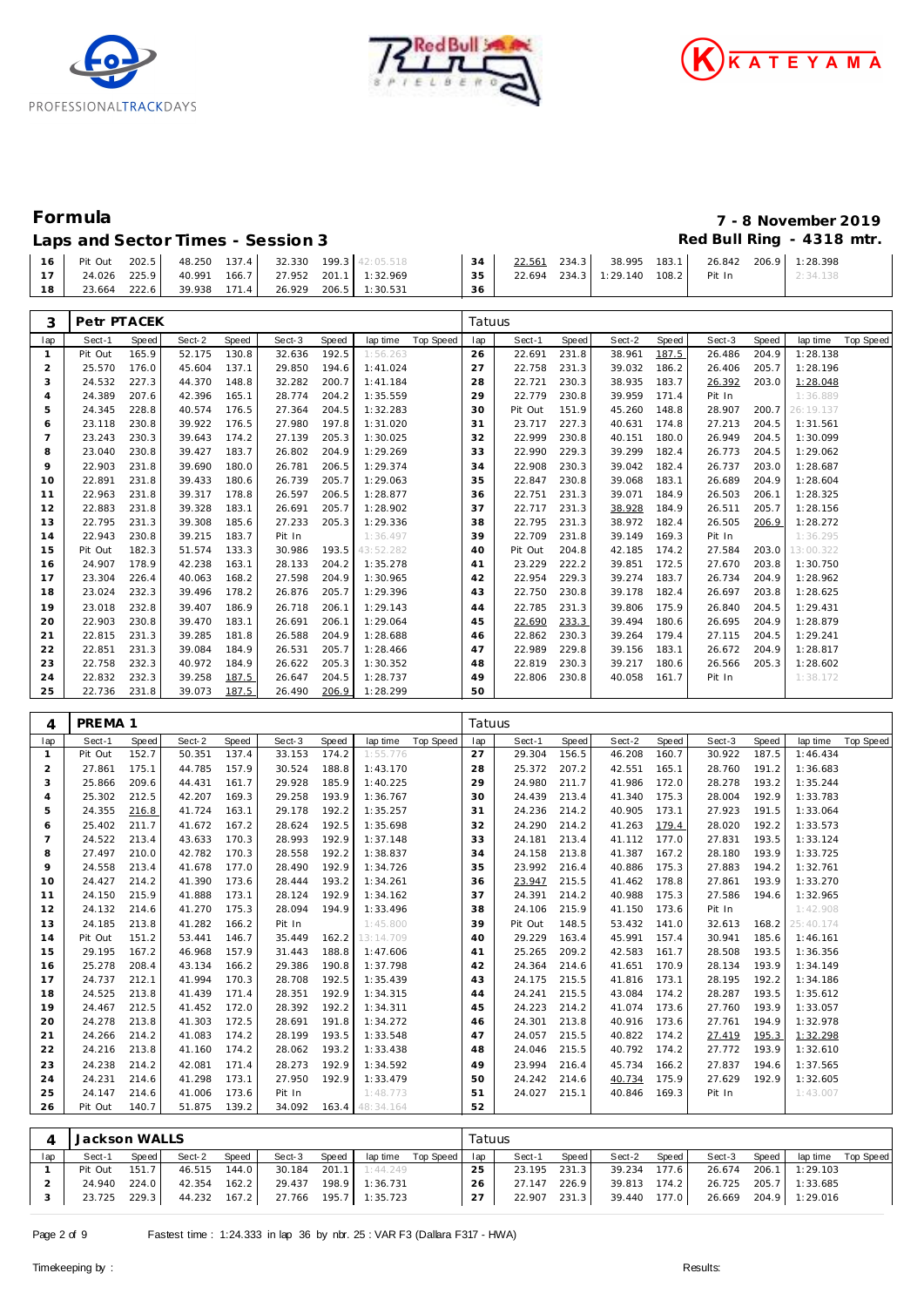# Formula

## Laps and Sector Times - Session 3

**7 - 8 November 2019**
**Red Bull Ring - 4318 mtr.**

| lap | Sect-1 | Speed | Sect-2 | Speed | Sect-3 | Speed | lap time | Top Speed | lap | Sect-1 | Speed | Sect-2 | Speed | Sect-3 | Speed | lap time | Top Speed |
|---|---|---|---|---|---|---|---|---|---|---|---|---|---|---|---|---|---|
| 16 | Pit Out | 202.5 | 48.250 | 137.4 | 32.330 | 199.3 | 42:05.518 | | 34 | 22.561 | 234.3 | 38.995 | 183.1 | 26.842 | 206.9 | 1:28.398 | |
| 17 | 24.026 | 225.9 | 40.991 | 166.7 | 27.952 | 201.1 | 1:32.969 | | 35 | 22.694 | 234.3 | 1:29.140 | 108.2 | Pit In | | 2:34.138 | |
| 18 | 23.664 | 222.6 | 39.938 | 171.4 | 26.929 | 206.5 | 1:30.531 | | 36 | | | | | | | | |

### 3 Petr PTACEK — Tatuus

| lap | Sect-1 | Speed | Sect-2 | Speed | Sect-3 | Speed | lap time | Top Speed | lap | Sect-1 | Speed | Sect-2 | Speed | Sect-3 | Speed | lap time | Top Speed |
|---|---|---|---|---|---|---|---|---|---|---|---|---|---|---|---|---|---|
| 1 | Pit Out | 165.9 | 52.175 | 130.8 | 32.636 | 192.5 | 1:56.263 | | 26 | 22.691 | 231.8 | 38.961 | 187.5 | 26.486 | 204.9 | 1:28.138 | |
| 2 | 25.570 | 176.0 | 45.604 | 137.1 | 29.850 | 194.6 | 1:41.024 | | 27 | 22.758 | 231.3 | 39.032 | 186.2 | 26.406 | 205.7 | 1:28.196 | |
| 3 | 24.532 | 227.3 | 44.370 | 148.8 | 32.282 | 200.7 | 1:41.184 | | 28 | 22.721 | 230.3 | 38.935 | 183.7 | 26.392 | 203.0 | 1:28.048 | |
| 4 | 24.389 | 207.6 | 42.396 | 165.1 | 28.774 | 204.2 | 1:35.559 | | 29 | 22.779 | 230.8 | 39.959 | 171.4 | Pit In | | 1:36.889 | |
| 5 | 24.345 | 228.8 | 40.574 | 176.5 | 27.364 | 204.5 | 1:32.283 | | 30 | Pit Out | 151.9 | 45.260 | 148.8 | 28.907 | 200.7 | 26:19.137 | |
| 6 | 23.118 | 230.8 | 39.922 | 176.5 | 27.980 | 197.8 | 1:31.020 | | 31 | 23.717 | 227.3 | 40.631 | 174.8 | 27.213 | 204.5 | 1:31.561 | |
| 7 | 23.243 | 230.3 | 39.643 | 174.2 | 27.139 | 205.3 | 1:30.025 | | 32 | 22.999 | 230.8 | 40.151 | 180.0 | 26.949 | 204.5 | 1:30.099 | |
| 8 | 23.040 | 230.8 | 39.427 | 183.7 | 26.802 | 204.9 | 1:29.269 | | 33 | 22.990 | 229.3 | 39.299 | 182.4 | 26.773 | 204.5 | 1:29.062 | |
| 9 | 22.903 | 231.8 | 39.690 | 180.0 | 26.781 | 206.5 | 1:29.374 | | 34 | 22.908 | 230.3 | 39.042 | 182.4 | 26.737 | 203.0 | 1:28.687 | |
| 10 | 22.891 | 231.8 | 39.433 | 180.6 | 26.739 | 205.7 | 1:29.063 | | 35 | 22.847 | 230.8 | 39.068 | 183.1 | 26.689 | 204.9 | 1:28.604 | |
| 11 | 22.963 | 231.8 | 39.317 | 178.8 | 26.597 | 206.5 | 1:28.877 | | 36 | 22.751 | 231.3 | 39.071 | 184.9 | 26.503 | 206.1 | 1:28.325 | |
| 12 | 22.883 | 231.8 | 39.328 | 183.1 | 26.691 | 205.7 | 1:28.902 | | 37 | 22.717 | 231.3 | 38.928 | 184.9 | 26.511 | 205.7 | 1:28.156 | |
| 13 | 22.795 | 231.3 | 39.308 | 185.6 | 27.233 | 205.3 | 1:29.336 | | 38 | 22.795 | 231.3 | 38.972 | 182.4 | 26.505 | 206.9 | 1:28.272 | |
| 14 | 22.943 | 230.8 | 39.215 | 183.7 | Pit In | | 1:36.497 | | 39 | 22.709 | 231.8 | 39.149 | 169.3 | Pit In | | 1:36.295 | |
| 15 | Pit Out | 182.3 | 51.574 | 133.3 | 30.986 | 193.5 | 43:52.282 | | 40 | Pit Out | 204.8 | 42.185 | 174.2 | 27.584 | 203.0 | 13:00.322 | |
| 16 | 24.907 | 178.9 | 42.238 | 163.1 | 28.133 | 204.2 | 1:35.278 | | 41 | 23.229 | 222.2 | 39.851 | 172.5 | 27.670 | 203.8 | 1:30.750 | |
| 17 | 23.304 | 226.4 | 40.063 | 168.2 | 27.598 | 204.9 | 1:30.965 | | 42 | 22.954 | 229.3 | 39.274 | 183.7 | 26.734 | 204.9 | 1:28.962 | |
| 18 | 23.024 | 232.3 | 39.496 | 178.2 | 26.876 | 205.7 | 1:29.396 | | 43 | 22.750 | 230.8 | 39.178 | 182.4 | 26.697 | 203.8 | 1:28.625 | |
| 19 | 23.018 | 232.8 | 39.407 | 186.9 | 26.718 | 206.1 | 1:29.143 | | 44 | 22.785 | 231.3 | 39.806 | 175.9 | 26.840 | 204.5 | 1:29.431 | |
| 20 | 22.903 | 230.8 | 39.470 | 183.1 | 26.691 | 206.1 | 1:29.064 | | 45 | 22.690 | 233.3 | 39.494 | 180.6 | 26.695 | 204.9 | 1:28.879 | |
| 21 | 22.815 | 231.3 | 39.285 | 181.8 | 26.588 | 204.9 | 1:28.688 | | 46 | 22.862 | 230.3 | 39.264 | 179.4 | 27.115 | 204.5 | 1:29.241 | |
| 22 | 22.851 | 231.3 | 39.084 | 184.9 | 26.531 | 205.7 | 1:28.466 | | 47 | 22.989 | 229.8 | 39.156 | 183.1 | 26.672 | 204.9 | 1:28.817 | |
| 23 | 22.758 | 232.3 | 39.233 | 184.9 | 26.622 | 205.3 | 1:30.352 | | 48 | 22.819 | 230.3 | 39.217 | 180.6 | 26.566 | 205.3 | 1:28.602 | |
| 24 | 22.832 | 232.3 | 39.258 | 187.5 | 26.647 | 204.5 | 1:28.737 | | 49 | 22.806 | 230.8 | 40.058 | 161.7 | Pit In | | 1:38.172 | |
| 25 | 22.736 | 231.8 | 39.073 | 187.5 | 26.490 | 206.9 | 1:28.299 | | 50 | | | | | | | | |

### 4 PREMA 1 — Tatuus

| lap | Sect-1 | Speed | Sect-2 | Speed | Sect-3 | Speed | lap time | Top Speed | lap | Sect-1 | Speed | Sect-2 | Speed | Sect-3 | Speed | lap time | Top Speed |
|---|---|---|---|---|---|---|---|---|---|---|---|---|---|---|---|---|---|
| 1 | Pit Out | 152.7 | 50.351 | 137.4 | 33.153 | 174.2 | 1:55.776 | | 27 | 29.304 | 156.5 | 46.208 | 160.7 | 30.922 | 187.5 | 1:46.434 | |
| 2 | 27.861 | 175.1 | 44.785 | 157.9 | 30.524 | 188.8 | 1:43.170 | | 28 | 25.372 | 207.2 | 42.551 | 165.1 | 28.760 | 191.2 | 1:36.683 | |
| 3 | 25.866 | 209.6 | 44.431 | 161.7 | 29.928 | 185.9 | 1:40.225 | | 29 | 24.980 | 211.7 | 41.986 | 172.0 | 28.278 | 193.2 | 1:35.244 | |
| 4 | 25.302 | 212.5 | 42.207 | 169.3 | 29.258 | 193.9 | 1:36.767 | | 30 | 24.439 | 213.4 | 41.340 | 175.3 | 28.004 | 192.9 | 1:33.783 | |
| 5 | 24.355 | 216.8 | 41.724 | 163.1 | 29.178 | 192.2 | 1:35.257 | | 31 | 24.236 | 214.2 | 40.905 | 173.1 | 27.923 | 191.5 | 1:33.064 | |
| 6 | 25.402 | 211.7 | 41.672 | 167.2 | 28.624 | 192.5 | 1:35.698 | | 32 | 24.290 | 214.2 | 41.263 | 179.4 | 28.020 | 192.2 | 1:33.573 | |
| 7 | 24.522 | 213.4 | 43.633 | 170.3 | 28.993 | 192.9 | 1:37.148 | | 33 | 24.181 | 213.4 | 41.112 | 177.0 | 27.831 | 193.5 | 1:33.124 | |
| 8 | 27.497 | 210.0 | 42.782 | 170.3 | 28.558 | 192.2 | 1:38.837 | | 34 | 24.158 | 213.8 | 41.387 | 167.2 | 28.180 | 193.9 | 1:33.725 | |
| 9 | 24.558 | 213.4 | 41.678 | 177.0 | 28.490 | 192.9 | 1:34.726 | | 35 | 23.992 | 216.4 | 40.886 | 175.3 | 27.883 | 194.2 | 1:32.761 | |
| 10 | 24.427 | 214.2 | 41.390 | 173.6 | 28.444 | 193.2 | 1:34.261 | | 36 | 23.947 | 215.5 | 41.462 | 178.8 | 27.861 | 193.9 | 1:33.270 | |
| 11 | 24.150 | 215.9 | 41.888 | 173.1 | 28.124 | 192.9 | 1:34.162 | | 37 | 24.391 | 214.2 | 40.988 | 175.3 | 27.586 | 194.6 | 1:32.965 | |
| 12 | 24.132 | 214.6 | 41.270 | 175.3 | 28.094 | 194.9 | 1:33.496 | | 38 | 24.106 | 215.9 | 41.150 | 173.6 | Pit In | | 1:42.908 | |
| 13 | 24.185 | 213.8 | 41.282 | 166.2 | Pit In | | 1:45.800 | | 39 | Pit Out | 148.5 | 53.432 | 141.0 | 32.613 | 168.2 | 25:40.174 | |
| 14 | Pit Out | 151.2 | 53.441 | 146.7 | 35.449 | 162.2 | 13:14.709 | | 40 | 29.229 | 163.4 | 45.991 | 157.4 | 30.941 | 185.6 | 1:46.161 | |
| 15 | 29.195 | 167.2 | 46.968 | 157.9 | 31.443 | 188.8 | 1:47.606 | | 41 | 25.265 | 209.2 | 42.583 | 161.7 | 28.508 | 193.5 | 1:36.356 | |
| 16 | 25.278 | 208.4 | 43.134 | 166.2 | 29.386 | 190.8 | 1:37.798 | | 42 | 24.364 | 214.6 | 41.651 | 170.9 | 28.134 | 193.9 | 1:34.149 | |
| 17 | 24.737 | 212.1 | 41.994 | 170.3 | 28.708 | 192.5 | 1:35.439 | | 43 | 24.175 | 215.5 | 41.816 | 173.1 | 28.195 | 192.2 | 1:34.186 | |
| 18 | 24.525 | 213.8 | 41.439 | 171.4 | 28.351 | 192.9 | 1:34.315 | | 44 | 24.241 | 215.5 | 43.084 | 174.2 | 28.287 | 193.5 | 1:35.612 | |
| 19 | 24.467 | 212.5 | 41.452 | 172.0 | 28.392 | 192.2 | 1:34.311 | | 45 | 24.223 | 214.2 | 41.074 | 173.6 | 27.760 | 193.9 | 1:33.057 | |
| 20 | 24.278 | 213.8 | 41.303 | 172.5 | 28.691 | 191.8 | 1:34.272 | | 46 | 24.301 | 213.8 | 40.916 | 173.6 | 27.761 | 194.9 | 1:32.978 | |
| 21 | 24.266 | 214.2 | 41.083 | 174.2 | 28.199 | 193.5 | 1:33.548 | | 47 | 24.057 | 215.5 | 40.822 | 174.2 | 27.419 | 195.3 | 1:32.298 | |
| 22 | 24.216 | 213.8 | 41.160 | 174.2 | 28.062 | 193.2 | 1:33.438 | | 48 | 24.046 | 215.5 | 40.792 | 174.2 | 27.772 | 193.9 | 1:32.610 | |
| 23 | 24.238 | 214.2 | 42.081 | 171.4 | 28.273 | 192.9 | 1:34.592 | | 49 | 23.994 | 216.4 | 45.734 | 166.2 | 27.837 | 194.6 | 1:37.565 | |
| 24 | 24.231 | 214.6 | 41.298 | 173.1 | 27.950 | 192.9 | 1:33.479 | | 50 | 24.242 | 214.6 | 40.734 | 175.9 | 27.629 | 192.9 | 1:32.605 | |
| 25 | 24.147 | 214.6 | 41.006 | 173.6 | Pit In | | 1:48.773 | | 51 | 24.027 | 215.1 | 40.846 | 169.3 | Pit In | | 1:43.007 | |
| 26 | Pit Out | 140.7 | 51.875 | 139.2 | 34.092 | 163.4 | 48:34.164 | | 52 | | | | | | | | |

### 4 Jackson WALLS — Tatuus

| lap | Sect-1 | Speed | Sect-2 | Speed | Sect-3 | Speed | lap time | Top Speed | lap | Sect-1 | Speed | Sect-2 | Speed | Sect-3 | Speed | lap time | Top Speed |
|---|---|---|---|---|---|---|---|---|---|---|---|---|---|---|---|---|---|
| 1 | Pit Out | 151.7 | 46.515 | 144.0 | 30.184 | 201.1 | 1:44.249 | | 25 | 23.195 | 231.3 | 39.234 | 177.6 | 26.674 | 206.1 | 1:29.103 | |
| 2 | 24.940 | 224.0 | 42.354 | 162.2 | 29.437 | 198.9 | 1:36.731 | | 26 | 27.147 | 226.9 | 39.813 | 174.2 | 26.725 | 205.7 | 1:33.685 | |
| 3 | 23.725 | 229.3 | 44.232 | 167.2 | 27.766 | 195.7 | 1:35.723 | | 27 | 22.907 | 231.3 | 39.440 | 177.0 | 26.669 | 204.9 | 1:29.016 | |

Fastest time : 1:24.333 in lap 36 by nbr. 25 : VAR F3 (Dallara F317 - HWA)

Timekeeping by : Results: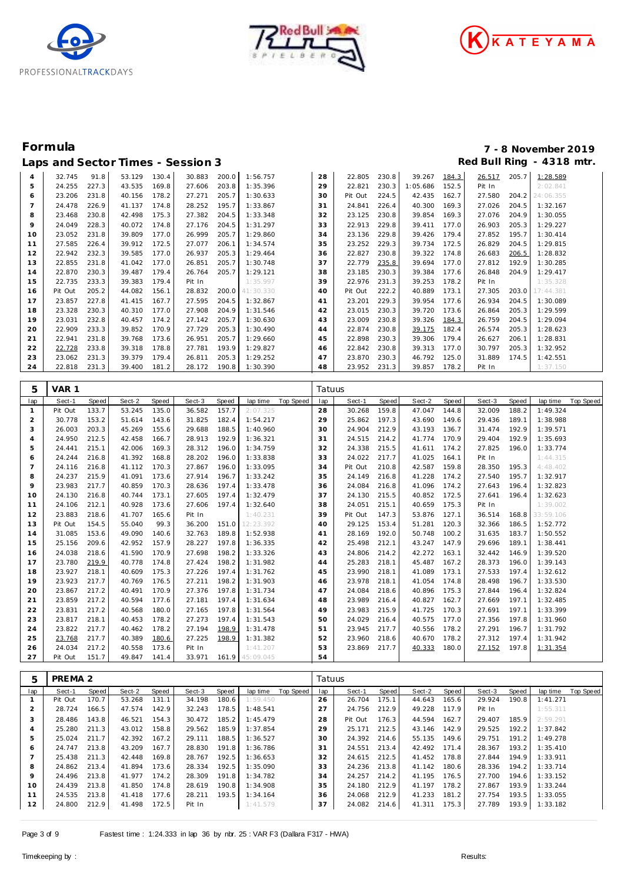## Formula

**7 - 8 November 2019**

## Laps and Sector Times - Session 3

**Red Bull Ring - 4318 mtr.**

| lap | Sect-1 | Speed | Sect-2 | Speed | Sect-3 | Speed | lap time | Top Speed | lap | Sect-1 | Speed | Sect-2 | Speed | Sect-3 | Speed | lap time | Top Speed |
|---|---|---|---|---|---|---|---|---|---|---|---|---|---|---|---|---|---|
| 4 | 32.745 | 91.8 | 53.129 | 130.4 | 30.883 | 200.0 | 1:56.757 | | 28 | 22.805 | 230.8 | 39.267 | 184.3 | 26.517 | 205.7 | 1:28.589 | |
| 5 | 24.255 | 227.3 | 43.535 | 169.8 | 27.606 | 203.8 | 1:35.396 | | 29 | 22.821 | 230.3 | 1:05.686 | 152.5 | Pit In | | 2:02.841 | |
| 6 | 23.206 | 231.8 | 40.156 | 178.2 | 27.271 | 205.7 | 1:30.633 | | 30 | Pit Out | 224.5 | 42.435 | 162.7 | 27.580 | 204.2 | 24:06.355 | |
| 7 | 24.478 | 226.9 | 41.137 | 174.8 | 28.252 | 195.7 | 1:33.867 | | 31 | 24.841 | 226.4 | 40.300 | 169.3 | 27.026 | 204.5 | 1:32.167 | |
| 8 | 23.468 | 230.8 | 42.498 | 175.3 | 27.382 | 204.5 | 1:33.348 | | 32 | 23.125 | 230.8 | 39.854 | 169.3 | 27.076 | 204.9 | 1:30.055 | |
| 9 | 24.049 | 228.3 | 40.072 | 174.8 | 27.176 | 204.5 | 1:31.297 | | 33 | 22.913 | 229.8 | 39.411 | 177.0 | 26.903 | 205.3 | 1:29.227 | |
| 10 | 23.052 | 231.8 | 39.809 | 177.0 | 26.999 | 205.7 | 1:29.860 | | 34 | 23.136 | 229.8 | 39.426 | 179.4 | 27.852 | 195.7 | 1:30.414 | |
| 11 | 27.585 | 226.4 | 39.912 | 172.5 | 27.077 | 206.1 | 1:34.574 | | 35 | 23.252 | 229.3 | 39.734 | 172.5 | 26.829 | 204.5 | 1:29.815 | |
| 12 | 22.942 | 232.3 | 39.585 | 177.0 | 26.937 | 205.3 | 1:29.464 | | 36 | 22.827 | 230.8 | 39.322 | 174.8 | 26.683 | 206.5 | 1:28.832 | |
| 13 | 22.855 | 231.8 | 41.042 | 177.0 | 26.851 | 205.7 | 1:30.748 | | 37 | 22.779 | 235.8 | 39.694 | 177.0 | 27.812 | 192.9 | 1:30.285 | |
| 14 | 22.870 | 230.3 | 39.487 | 179.4 | 26.764 | 205.7 | 1:29.121 | | 38 | 23.185 | 230.3 | 39.384 | 177.6 | 26.848 | 204.9 | 1:29.417 | |
| 15 | 22.735 | 233.3 | 39.383 | 179.4 | Pit In | | 1:35.997 | | 39 | 22.976 | 231.3 | 39.253 | 178.2 | Pit In | | 1:35.328 | |
| 16 | Pit Out | 205.2 | 44.082 | 156.1 | 28.832 | 200.0 | 41:30.330 | | 40 | Pit Out | 222.2 | 40.889 | 173.1 | 27.305 | 203.0 | 17:44.381 | |
| 17 | 23.857 | 227.8 | 41.415 | 167.7 | 27.595 | 204.5 | 1:32.867 | | 41 | 23.201 | 229.3 | 39.954 | 177.6 | 26.934 | 204.5 | 1:30.089 | |
| 18 | 23.328 | 230.3 | 40.310 | 177.0 | 27.908 | 204.9 | 1:31.546 | | 42 | 23.015 | 230.3 | 39.720 | 173.6 | 26.864 | 205.3 | 1:29.599 | |
| 19 | 23.031 | 232.8 | 40.457 | 174.2 | 27.142 | 205.7 | 1:30.630 | | 43 | 23.009 | 230.8 | 39.326 | 184.3 | 26.759 | 204.5 | 1:29.094 | |
| 20 | 22.909 | 233.3 | 39.852 | 170.9 | 27.729 | 205.3 | 1:30.490 | | 44 | 22.874 | 230.8 | 39.175 | 182.4 | 26.574 | 205.3 | 1:28.623 | |
| 21 | 22.941 | 231.8 | 39.768 | 173.6 | 26.951 | 205.7 | 1:29.660 | | 45 | 22.898 | 230.3 | 39.306 | 179.4 | 26.627 | 206.1 | 1:28.831 | |
| 22 | 22.728 | 233.8 | 39.318 | 178.8 | 27.781 | 193.9 | 1:29.827 | | 46 | 22.842 | 230.8 | 39.313 | 177.0 | 30.797 | 205.3 | 1:32.952 | |
| 23 | 23.062 | 231.3 | 39.379 | 179.4 | 26.811 | 205.3 | 1:29.252 | | 47 | 23.870 | 230.3 | 46.792 | 125.0 | 31.889 | 174.5 | 1:42.551 | |
| 24 | 22.818 | 231.3 | 39.400 | 181.2 | 28.172 | 190.8 | 1:30.390 | | 48 | 23.952 | 231.3 | 39.857 | 178.2 | Pit In | | 1:37.150 | |

### 5 VAR 1 — Tatuus

| lap | Sect-1 | Speed | Sect-2 | Speed | Sect-3 | Speed | lap time | Top Speed | lap | Sect-1 | Speed | Sect-2 | Speed | Sect-3 | Speed | lap time | Top Speed |
|---|---|---|---|---|---|---|---|---|---|---|---|---|---|---|---|---|---|
| 1 | Pit Out | 133.7 | 53.245 | 135.0 | 36.582 | 157.7 | 2:07.325 | | 28 | 30.268 | 159.8 | 47.047 | 144.8 | 32.009 | 188.2 | 1:49.324 | |
| 2 | 30.778 | 153.2 | 51.614 | 143.6 | 31.825 | 182.4 | 1:54.217 | | 29 | 25.862 | 197.3 | 43.690 | 149.6 | 29.436 | 189.1 | 1:38.988 | |
| 3 | 26.003 | 203.3 | 45.269 | 155.6 | 29.688 | 188.5 | 1:40.960 | | 30 | 24.904 | 212.9 | 43.193 | 136.7 | 31.474 | 192.9 | 1:39.571 | |
| 4 | 24.950 | 212.5 | 42.458 | 166.7 | 28.913 | 192.9 | 1:36.321 | | 31 | 24.515 | 214.2 | 41.774 | 170.9 | 29.404 | 192.9 | 1:35.693 | |
| 5 | 24.441 | 215.1 | 42.006 | 169.3 | 28.312 | 196.0 | 1:34.759 | | 32 | 24.338 | 215.5 | 41.611 | 174.2 | 27.825 | 196.0 | 1:33.774 | |
| 6 | 24.244 | 216.8 | 41.392 | 168.8 | 28.202 | 196.0 | 1:33.838 | | 33 | 24.022 | 217.7 | 41.025 | 164.1 | Pit In | | 1:44.315 | |
| 7 | 24.116 | 216.8 | 41.112 | 170.3 | 27.867 | 196.0 | 1:33.095 | | 34 | Pit Out | 210.8 | 42.587 | 159.8 | 28.350 | 195.3 | 4:48.402 | |
| 8 | 24.237 | 215.9 | 41.091 | 173.6 | 27.914 | 196.7 | 1:33.242 | | 35 | 24.149 | 216.8 | 41.228 | 174.2 | 27.540 | 195.7 | 1:32.917 | |
| 9 | 23.983 | 217.7 | 40.859 | 170.3 | 28.636 | 197.4 | 1:33.478 | | 36 | 24.084 | 216.8 | 41.096 | 174.2 | 27.643 | 196.4 | 1:32.823 | |
| 10 | 24.130 | 216.8 | 40.744 | 173.1 | 27.605 | 197.4 | 1:32.479 | | 37 | 24.130 | 215.5 | 40.852 | 172.5 | 27.641 | 196.4 | 1:32.623 | |
| 11 | 24.106 | 212.1 | 40.928 | 173.6 | 27.606 | 197.4 | 1:32.640 | | 38 | 24.051 | 215.1 | 40.659 | 175.3 | Pit In | | 1:39.002 | |
| 12 | 23.883 | 218.6 | 41.707 | 165.6 | Pit In | | 1:40.231 | | 39 | Pit Out | 147.3 | 53.876 | 127.1 | 36.514 | 168.8 | 33:59.106 | |
| 13 | Pit Out | 154.5 | 55.040 | 99.3 | 36.200 | 151.0 | 12:23.392 | | 40 | 29.125 | 153.4 | 51.281 | 120.3 | 32.366 | 186.5 | 1:52.772 | |
| 14 | 31.085 | 153.6 | 49.090 | 140.6 | 32.763 | 189.8 | 1:52.938 | | 41 | 28.169 | 192.0 | 50.748 | 100.2 | 31.635 | 183.7 | 1:50.552 | |
| 15 | 25.156 | 209.6 | 42.952 | 157.9 | 28.227 | 197.8 | 1:36.335 | | 42 | 25.498 | 212.1 | 43.247 | 147.9 | 29.696 | 189.1 | 1:38.441 | |
| 16 | 24.038 | 218.6 | 41.590 | 170.9 | 27.698 | 198.2 | 1:33.326 | | 43 | 24.806 | 214.2 | 42.272 | 163.1 | 32.442 | 146.9 | 1:39.520 | |
| 17 | 23.780 | 219.9 | 40.778 | 174.8 | 27.424 | 198.2 | 1:31.982 | | 44 | 25.283 | 218.1 | 45.487 | 167.2 | 28.373 | 196.0 | 1:39.143 | |
| 18 | 23.927 | 218.1 | 40.609 | 175.3 | 27.226 | 197.4 | 1:31.762 | | 45 | 23.990 | 218.1 | 41.089 | 173.1 | 27.533 | 197.4 | 1:32.612 | |
| 19 | 23.923 | 217.7 | 40.769 | 176.5 | 27.211 | 198.2 | 1:31.903 | | 46 | 23.978 | 218.1 | 41.054 | 174.8 | 28.498 | 196.7 | 1:33.530 | |
| 20 | 23.867 | 217.2 | 40.491 | 170.9 | 27.376 | 197.8 | 1:31.734 | | 47 | 24.084 | 218.6 | 40.896 | 175.3 | 27.844 | 196.4 | 1:32.824 | |
| 21 | 23.859 | 217.2 | 40.594 | 177.6 | 27.181 | 197.4 | 1:31.634 | | 48 | 23.989 | 216.4 | 40.827 | 162.7 | 27.669 | 197.1 | 1:32.485 | |
| 22 | 23.831 | 217.2 | 40.568 | 180.0 | 27.165 | 197.8 | 1:31.564 | | 49 | 23.983 | 215.9 | 41.725 | 170.3 | 27.691 | 197.1 | 1:33.399 | |
| 23 | 23.817 | 218.1 | 40.453 | 178.2 | 27.273 | 197.4 | 1:31.543 | | 50 | 24.029 | 216.4 | 40.575 | 177.0 | 27.356 | 197.8 | 1:31.960 | |
| 24 | 23.822 | 217.7 | 40.462 | 178.2 | 27.194 | 198.9 | 1:31.478 | | 51 | 23.945 | 217.7 | 40.556 | 178.2 | 27.291 | 196.7 | 1:31.792 | |
| 25 | 23.768 | 217.7 | 40.389 | 180.6 | 27.225 | 198.9 | 1:31.382 | | 52 | 23.960 | 218.6 | 40.670 | 178.2 | 27.312 | 197.4 | 1:31.942 | |
| 26 | 24.034 | 217.2 | 40.558 | 173.6 | Pit In | | 1:41.207 | | 53 | 23.869 | 217.7 | 40.333 | 180.0 | 27.152 | 197.8 | 1:31.354 | |
| 27 | Pit Out | 151.7 | 49.847 | 141.4 | 33.971 | 161.9 | 45:09.045 | | 54 | | | | | | | | |

### 5 PREMA 2 — Tatuus

| lap | Sect-1 | Speed | Sect-2 | Speed | Sect-3 | Speed | lap time | Top Speed | lap | Sect-1 | Speed | Sect-2 | Speed | Sect-3 | Speed | lap time | Top Speed |
|---|---|---|---|---|---|---|---|---|---|---|---|---|---|---|---|---|---|
| 1 | Pit Out | 170.7 | 53.268 | 131.1 | 34.198 | 180.6 | 1:59.450 | | 26 | 26.704 | 175.1 | 44.643 | 165.6 | 29.924 | 190.8 | 1:41.271 | |
| 2 | 28.724 | 166.5 | 47.574 | 142.9 | 32.243 | 178.5 | 1:48.541 | | 27 | 24.756 | 212.9 | 49.228 | 117.9 | Pit In | | 1:55.311 | |
| 3 | 28.486 | 143.8 | 46.521 | 154.3 | 30.472 | 185.2 | 1:45.479 | | 28 | Pit Out | 176.3 | 44.594 | 162.7 | 29.407 | 185.9 | 2:59.291 | |
| 4 | 25.280 | 211.3 | 43.012 | 158.8 | 29.562 | 185.9 | 1:37.854 | | 29 | 25.171 | 212.5 | 43.146 | 142.9 | 29.525 | 192.2 | 1:37.842 | |
| 5 | 25.024 | 211.7 | 42.392 | 167.2 | 29.111 | 188.5 | 1:36.527 | | 30 | 24.392 | 214.6 | 55.135 | 149.6 | 29.751 | 191.2 | 1:49.278 | |
| 6 | 24.747 | 213.8 | 43.209 | 167.7 | 28.830 | 191.8 | 1:36.786 | | 31 | 24.551 | 213.4 | 42.492 | 171.4 | 28.367 | 193.2 | 1:35.410 | |
| 7 | 25.438 | 211.3 | 42.448 | 169.8 | 28.767 | 192.5 | 1:36.653 | | 32 | 24.615 | 212.5 | 41.452 | 178.8 | 27.844 | 194.9 | 1:33.911 | |
| 8 | 24.862 | 213.4 | 41.894 | 173.6 | 28.334 | 192.5 | 1:35.090 | | 33 | 24.236 | 213.8 | 41.142 | 180.6 | 28.336 | 194.2 | 1:33.714 | |
| 9 | 24.496 | 213.8 | 41.977 | 174.2 | 28.309 | 191.8 | 1:34.782 | | 34 | 24.257 | 214.2 | 41.195 | 176.5 | 27.700 | 194.6 | 1:33.152 | |
| 10 | 24.439 | 213.8 | 41.850 | 174.8 | 28.619 | 190.8 | 1:34.908 | | 35 | 24.180 | 212.9 | 41.197 | 178.2 | 27.867 | 193.9 | 1:33.244 | |
| 11 | 24.535 | 213.8 | 41.418 | 177.6 | 28.211 | 193.5 | 1:34.164 | | 36 | 24.068 | 212.9 | 41.233 | 181.2 | 27.754 | 193.5 | 1:33.055 | |
| 12 | 24.800 | 212.9 | 41.498 | 172.5 | Pit In | | 1:41.579 | | 37 | 24.082 | 214.6 | 41.311 | 175.3 | 27.789 | 193.9 | 1:33.182 | |

Fastest time : 1:24.333 in lap 36 by nbr. 25 : VAR F3 (Dallara F317 - HWA)

Timekeeping by : Results: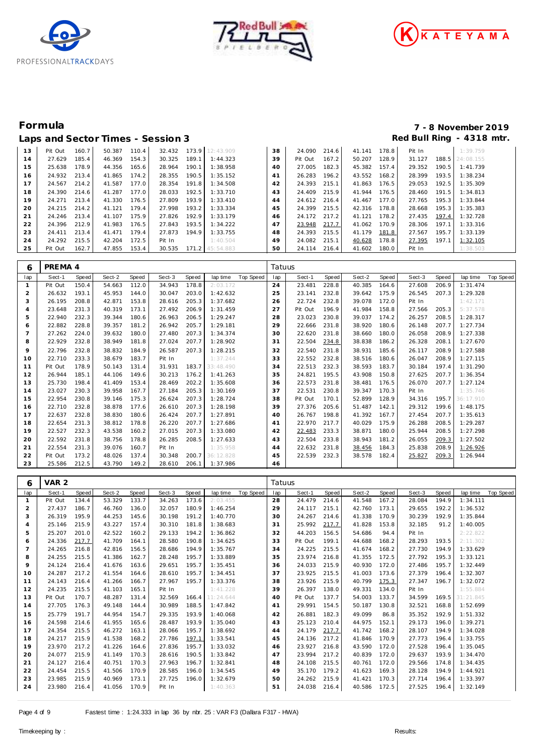# Formula

## Laps and Sector Times - Session 3

**7 - 8 November 2019**
**Red Bull Ring - 4318 mtr.**

| lap | Sect-1 | Speed | Sect-2 | Speed | Sect-3 | Speed | lap time | Top Speed | lap | Sect-1 | Speed | Sect-2 | Speed | Sect-3 | Speed | lap time | Top Speed |
|---|---|---|---|---|---|---|---|---|---|---|---|---|---|---|---|---|---|
| 13 | Pit Out | 160.7 | 50.387 | 110.4 | 32.432 | 173.9 | 12:43.909 | | 38 | 24.090 | 214.6 | 41.141 | 178.8 | Pit In | | 1:39.759 | |
| 14 | 27.629 | 185.4 | 46.369 | 154.3 | 30.325 | 189.1 | 1:44.323 | | 39 | Pit Out | 167.2 | 50.207 | 128.9 | 31.127 | 188.5 | 24:08.155 | |
| 15 | 25.638 | 178.9 | 44.356 | 165.6 | 28.964 | 190.1 | 1:38.958 | | 40 | 27.005 | 182.3 | 45.382 | 157.4 | 29.352 | 190.5 | 1:41.739 | |
| 16 | 24.932 | 213.4 | 41.865 | 174.2 | 28.355 | 190.5 | 1:35.152 | | 41 | 26.283 | 196.2 | 43.552 | 168.2 | 28.399 | 193.5 | 1:38.234 | |
| 17 | 24.567 | 214.2 | 41.587 | 177.0 | 28.354 | 191.8 | 1:34.508 | | 42 | 24.393 | 215.1 | 41.863 | 176.5 | 29.053 | 192.5 | 1:35.309 | |
| 18 | 24.390 | 214.6 | 41.287 | 177.0 | 28.033 | 192.5 | 1:33.710 | | 43 | 24.409 | 215.9 | 41.944 | 176.5 | 28.460 | 191.5 | 1:34.813 | |
| 19 | 24.271 | 213.4 | 41.330 | 176.5 | 27.809 | 193.9 | 1:33.410 | | 44 | 24.612 | 216.4 | 41.467 | 177.0 | 27.765 | 195.3 | 1:33.844 | |
| 20 | 24.215 | 214.2 | 41.121 | 179.4 | 27.998 | 193.2 | 1:33.334 | | 45 | 24.399 | 215.5 | 42.316 | 178.8 | 28.668 | 195.3 | 1:35.383 | |
| 21 | 24.246 | 213.4 | 41.107 | 175.9 | 27.826 | 192.9 | 1:33.179 | | 46 | 24.172 | 217.2 | 41.121 | 178.2 | 27.435 | 197.4 | 1:32.728 | |
| 22 | 24.396 | 212.9 | 41.983 | 176.5 | 27.843 | 193.5 | 1:34.222 | | 47 | 23.948 | 217.7 | 41.062 | 170.9 | 28.306 | 197.1 | 1:33.316 | |
| 23 | 24.411 | 213.4 | 41.471 | 179.4 | 27.873 | 194.9 | 1:33.755 | | 48 | 24.393 | 215.5 | 41.179 | 181.8 | 27.567 | 195.7 | 1:33.139 | |
| 24 | 24.292 | 215.5 | 42.204 | 172.5 | Pit In | | 1:40.504 | | 49 | 24.082 | 215.1 | 40.628 | 178.8 | 27.395 | 197.1 | 1:32.105 | |
| 25 | Pit Out | 162.7 | 47.855 | 153.4 | 30.535 | 171.2 | 45:54.883 | | 50 | 24.114 | 216.4 | 41.602 | 180.0 | Pit In | | 1:38.503 | |

### 6 PREMA 4 — Tatuus

| lap | Sect-1 | Speed | Sect-2 | Speed | Sect-3 | Speed | lap time | Top Speed | lap | Sect-1 | Speed | Sect-2 | Speed | Sect-3 | Speed | lap time | Top Speed |
|---|---|---|---|---|---|---|---|---|---|---|---|---|---|---|---|---|---|
| 1 | Pit Out | 150.4 | 54.663 | 112.0 | 34.943 | 178.8 | 2:03.172 | | 24 | 23.481 | 228.8 | 40.385 | 164.6 | 27.608 | 206.9 | 1:31.474 | |
| 2 | 26.632 | 193.1 | 45.953 | 144.0 | 30.047 | 203.0 | 1:42.632 | | 25 | 23.141 | 232.8 | 39.642 | 175.9 | 26.545 | 207.3 | 1:29.328 | |
| 3 | 26.195 | 208.8 | 42.871 | 153.8 | 28.616 | 205.3 | 1:37.682 | | 26 | 22.724 | 232.8 | 39.078 | 172.0 | Pit In | | 1:42.171 | |
| 4 | 23.648 | 231.3 | 40.319 | 173.1 | 27.492 | 206.9 | 1:31.459 | | 27 | Pit Out | 196.9 | 41.984 | 158.8 | 27.566 | 205.3 | 5:37.578 | |
| 5 | 22.940 | 232.3 | 39.344 | 180.6 | 26.963 | 206.5 | 1:29.247 | | 28 | 23.023 | 230.8 | 39.037 | 174.2 | 26.257 | 208.5 | 1:28.317 | |
| 6 | 22.882 | 228.8 | 39.357 | 181.2 | 26.942 | 205.7 | 1:29.181 | | 29 | 22.666 | 231.8 | 38.920 | 180.6 | 26.148 | 207.7 | 1:27.734 | |
| 7 | 27.262 | 224.0 | 39.632 | 180.0 | 27.480 | 207.3 | 1:34.374 | | 30 | 22.620 | 231.8 | 38.660 | 180.0 | 26.058 | 208.9 | 1:27.338 | |
| 8 | 22.929 | 232.8 | 38.949 | 181.8 | 27.024 | 207.7 | 1:28.902 | | 31 | 22.504 | 234.8 | 38.838 | 186.2 | 26.328 | 208.1 | 1:27.670 | |
| 9 | 22.796 | 232.8 | 38.832 | 184.9 | 26.587 | 207.3 | 1:28.215 | | 32 | 22.540 | 231.8 | 38.931 | 185.6 | 26.117 | 208.9 | 1:27.588 | |
| 10 | 22.710 | 233.3 | 38.679 | 183.7 | Pit In | | 1:37.244 | | 33 | 22.552 | 232.8 | 38.516 | 180.6 | 26.047 | 208.9 | 1:27.115 | |
| 11 | Pit Out | 178.9 | 50.143 | 131.4 | 31.931 | 183.7 | 33:48.490 | | 34 | 22.513 | 232.3 | 38.593 | 183.7 | 30.184 | 197.4 | 1:31.290 | |
| 12 | 26.944 | 185.1 | 44.106 | 149.6 | 30.213 | 176.2 | 1:41.263 | | 35 | 24.821 | 195.5 | 43.908 | 150.8 | 27.625 | 207.7 | 1:36.354 | |
| 13 | 25.730 | 198.4 | 41.409 | 153.4 | 28.469 | 202.2 | 1:35.608 | | 36 | 22.573 | 231.8 | 38.481 | 176.5 | 26.070 | 207.7 | 1:27.124 | |
| 14 | 23.027 | 230.3 | 39.958 | 167.7 | 27.184 | 205.3 | 1:30.169 | | 37 | 22.531 | 230.8 | 39.347 | 170.3 | Pit In | | 1:35.746 | |
| 15 | 22.954 | 230.8 | 39.146 | 175.3 | 26.624 | 207.3 | 1:28.724 | | 38 | Pit Out | 170.1 | 52.899 | 128.9 | 34.316 | 195.7 | 36:17.910 | |
| 16 | 22.710 | 232.8 | 38.878 | 177.6 | 26.610 | 207.3 | 1:28.198 | | 39 | 27.376 | 205.6 | 51.487 | 142.1 | 29.312 | 199.6 | 1:48.175 | |
| 17 | 22.637 | 232.8 | 38.830 | 180.6 | 26.424 | 207.7 | 1:27.891 | | 40 | 26.767 | 198.8 | 41.392 | 167.7 | 27.454 | 207.7 | 1:35.613 | |
| 18 | 22.654 | 231.3 | 38.812 | 178.8 | 26.220 | 207.7 | 1:27.686 | | 41 | 22.970 | 217.7 | 40.029 | 175.9 | 26.288 | 208.5 | 1:29.287 | |
| 19 | 22.527 | 232.3 | 43.538 | 160.2 | 27.015 | 207.3 | 1:33.080 | | 42 | 22.483 | 233.3 | 38.871 | 180.0 | 25.944 | 208.5 | 1:27.298 | |
| 20 | 22.592 | 231.8 | 38.756 | 178.8 | 26.285 | 208.5 | 1:27.633 | | 43 | 22.504 | 233.8 | 38.943 | 181.2 | 26.055 | 209.3 | 1:27.502 | |
| 21 | 22.554 | 231.3 | 39.076 | 160.7 | Pit In | | 1:35.958 | | 44 | 22.632 | 231.8 | 38.456 | 184.3 | 25.838 | 208.9 | 1:26.926 | |
| 22 | Pit Out | 173.2 | 48.026 | 137.4 | 30.348 | 200.7 | 36:12.828 | | 45 | 22.539 | 232.3 | 38.578 | 182.4 | 25.827 | 209.3 | 1:26.944 | |
| 23 | 25.586 | 212.5 | 43.790 | 149.2 | 28.610 | 206.1 | 1:37.986 | | 46 | | | | | | | | |

### 6 VAR 2 — Tatuus

| lap | Sect-1 | Speed | Sect-2 | Speed | Sect-3 | Speed | lap time | Top Speed | lap | Sect-1 | Speed | Sect-2 | Speed | Sect-3 | Speed | lap time | Top Speed |
|---|---|---|---|---|---|---|---|---|---|---|---|---|---|---|---|---|---|
| 1 | Pit Out | 134.4 | 53.329 | 133.7 | 34.263 | 173.6 | 2:03.455 | | 28 | 24.479 | 214.6 | 41.548 | 167.2 | 28.084 | 194.9 | 1:34.111 | |
| 2 | 27.437 | 186.7 | 46.760 | 136.0 | 32.057 | 180.9 | 1:46.254 | | 29 | 24.117 | 215.1 | 42.760 | 173.1 | 29.655 | 192.2 | 1:36.532 | |
| 3 | 26.319 | 195.9 | 44.253 | 145.6 | 30.198 | 191.2 | 1:40.770 | | 30 | 24.267 | 214.6 | 41.338 | 170.9 | 30.239 | 192.9 | 1:35.844 | |
| 4 | 25.146 | 215.9 | 43.227 | 157.4 | 30.310 | 181.8 | 1:38.683 | | 31 | 25.992 | 217.7 | 41.828 | 153.8 | 32.185 | 91.2 | 1:40.005 | |
| 5 | 25.207 | 201.0 | 42.522 | 160.2 | 29.133 | 194.2 | 1:36.862 | | 32 | 44.203 | 156.5 | 54.686 | 94.4 | Pit In | | 2:22.822 | |
| 6 | 24.336 | 217.7 | 41.709 | 164.1 | 28.580 | 190.8 | 1:34.625 | | 33 | Pit Out | 199.1 | 44.688 | 168.2 | 28.293 | 193.5 | 2:11.302 | |
| 7 | 24.265 | 216.8 | 42.816 | 156.5 | 28.686 | 194.9 | 1:35.767 | | 34 | 24.225 | 215.5 | 41.674 | 168.2 | 27.730 | 194.9 | 1:33.629 | |
| 8 | 24.255 | 215.5 | 41.386 | 162.7 | 28.248 | 195.7 | 1:33.889 | | 35 | 23.974 | 216.8 | 41.355 | 172.5 | 27.792 | 195.3 | 1:33.121 | |
| 9 | 24.124 | 216.4 | 41.676 | 163.6 | 29.651 | 195.7 | 1:35.451 | | 36 | 24.033 | 215.9 | 40.930 | 172.0 | 27.486 | 195.7 | 1:32.449 | |
| 10 | 24.287 | 217.2 | 41.554 | 164.6 | 28.610 | 195.7 | 1:34.451 | | 37 | 23.925 | 215.5 | 41.003 | 173.6 | 27.379 | 196.4 | 1:32.307 | |
| 11 | 24.143 | 216.4 | 41.266 | 166.7 | 27.967 | 195.7 | 1:33.376 | | 38 | 23.926 | 215.9 | 40.799 | 175.3 | 27.347 | 196.7 | 1:32.072 | |
| 12 | 24.235 | 215.5 | 41.103 | 165.1 | Pit In | | 1:41.228 | | 39 | 26.397 | 138.0 | 49.331 | 134.0 | Pit In | | 1:55.884 | |
| 13 | Pit Out | 170.7 | 48.287 | 131.4 | 32.569 | 166.4 | 11:24.644 | | 40 | Pit Out | 137.7 | 54.003 | 133.7 | 34.599 | 169.5 | 31:21.845 | |
| 14 | 27.705 | 176.3 | 49.148 | 144.4 | 30.989 | 188.5 | 1:47.842 | | 41 | 29.991 | 154.5 | 50.187 | 130.8 | 32.521 | 168.8 | 1:52.699 | |
| 15 | 25.779 | 191.7 | 44.954 | 154.7 | 29.335 | 193.9 | 1:40.068 | | 42 | 26.881 | 182.3 | 49.099 | 86.8 | 35.352 | 192.9 | 1:51.332 | |
| 16 | 24.598 | 214.6 | 41.955 | 165.6 | 28.487 | 193.9 | 1:35.040 | | 43 | 25.123 | 210.4 | 44.975 | 152.1 | 29.173 | 196.0 | 1:39.271 | |
| 17 | 24.354 | 215.5 | 46.272 | 163.1 | 28.066 | 195.7 | 1:38.692 | | 44 | 24.179 | 217.7 | 41.742 | 168.2 | 28.107 | 194.9 | 1:34.028 | |
| 18 | 24.217 | 215.9 | 41.538 | 168.2 | 27.786 | 197.1 | 1:33.541 | | 45 | 24.136 | 217.2 | 41.846 | 170.9 | 27.773 | 196.4 | 1:33.755 | |
| 19 | 23.970 | 217.2 | 41.226 | 164.6 | 27.836 | 195.7 | 1:33.032 | | 46 | 23.927 | 216.8 | 43.590 | 172.0 | 27.528 | 196.4 | 1:35.045 | |
| 20 | 24.077 | 215.9 | 41.149 | 170.3 | 28.616 | 190.5 | 1:33.842 | | 47 | 23.994 | 217.2 | 40.839 | 172.0 | 29.637 | 193.9 | 1:34.470 | |
| 21 | 24.127 | 216.4 | 40.751 | 170.3 | 27.963 | 196.7 | 1:32.841 | | 48 | 24.108 | 215.5 | 40.761 | 172.0 | 29.566 | 174.8 | 1:34.435 | |
| 22 | 24.454 | 215.5 | 41.506 | 170.9 | 28.585 | 196.0 | 1:34.545 | | 49 | 35.170 | 179.2 | 41.623 | 169.3 | 28.128 | 194.9 | 1:44.921 | |
| 23 | 23.985 | 215.9 | 40.969 | 173.1 | 27.725 | 196.0 | 1:32.679 | | 50 | 24.262 | 215.9 | 41.421 | 170.3 | 27.714 | 196.4 | 1:33.397 | |
| 24 | 23.980 | 216.4 | 41.056 | 170.9 | Pit In | | 1:40.363 | | 51 | 24.038 | 216.4 | 40.586 | 172.5 | 27.525 | 196.4 | 1:32.149 | |

Fastest time : 1:24.333 in lap 36 by nbr. 25 : VAR F3 (Dallara F317 - HWA)

Timekeeping by : Results: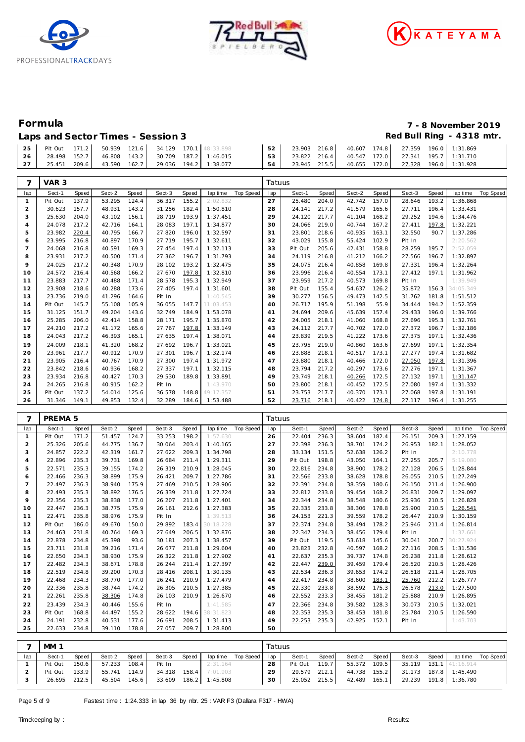# Formula

## Laps and Sector Times - Session 3

**7 - 8 November 2019**
**Red Bull Ring - 4318 mtr.**

| lap | Sect-1 | Speed | Sect-2 | Speed | Sect-3 | Speed | lap time | Top Speed | lap | Sect-1 | Speed | Sect-2 | Speed | Sect-3 | Speed | lap time | Top Speed |
|---|---|---|---|---|---|---|---|---|---|---|---|---|---|---|---|---|---|
| 25 | Pit Out | 171.2 | 50.939 | 121.6 | 34.129 | 170.1 | 48:33.898 | | 52 | 23.903 | 216.8 | 40.607 | 174.8 | 27.359 | 196.0 | 1:31.869 | |
| 26 | 28.498 | 152.7 | 46.808 | 143.2 | 30.709 | 187.2 | 1:46.015 | | 53 | 23.822 | 216.4 | 40.547 | 172.0 | 27.341 | 195.7 | 1:31.710 | |
| 27 | 25.451 | 209.6 | 43.590 | 162.7 | 29.036 | 194.2 | 1:38.077 | | 54 | 23.945 | 215.5 | 40.655 | 172.0 | 27.328 | 196.0 | 1:31.928 | |

### 7 VAR 3 — Tatuus

| lap | Sect-1 | Speed | Sect-2 | Speed | Sect-3 | Speed | lap time | Top Speed | lap | Sect-1 | Speed | Sect-2 | Speed | Sect-3 | Speed | lap time | Top Speed |
|---|---|---|---|---|---|---|---|---|---|---|---|---|---|---|---|---|---|
| 1 | Pit Out | 137.9 | 53.295 | 124.4 | 36.317 | 155.2 | 2:02.832 | | 27 | 25.480 | 204.0 | 42.742 | 157.0 | 28.646 | 193.2 | 1:36.868 | |
| 2 | 30.623 | 157.7 | 48.931 | 143.2 | 31.256 | 182.4 | 1:50.810 | | 28 | 24.141 | 217.2 | 41.579 | 165.6 | 27.711 | 196.4 | 1:33.431 | |
| 3 | 25.630 | 204.0 | 43.102 | 156.1 | 28.719 | 193.9 | 1:37.451 | | 29 | 24.120 | 217.7 | 41.104 | 168.2 | 29.252 | 194.6 | 1:34.476 | |
| 4 | 24.078 | 217.2 | 42.716 | 164.1 | 28.083 | 197.1 | 1:34.877 | | 30 | 24.066 | 219.0 | 40.744 | 167.2 | 27.411 | 197.8 | 1:32.221 | |
| 5 | 23.982 | 220.4 | 40.795 | 166.7 | 27.820 | 196.0 | 1:32.597 | | 31 | 23.801 | 218.6 | 40.935 | 163.1 | 32.550 | 90.7 | 1:37.286 | |
| 6 | 23.995 | 216.8 | 40.897 | 170.9 | 27.719 | 195.7 | 1:32.611 | | 32 | 43.029 | 155.8 | 55.424 | 102.9 | Pit In | | 2:20.562 | |
| 7 | 24.068 | 216.8 | 40.591 | 169.3 | 27.454 | 197.4 | 1:32.113 | | 33 | Pit Out | 205.6 | 42.431 | 158.8 | 28.259 | 195.7 | 2:52.059 | |
| 8 | 23.931 | 217.2 | 40.500 | 171.4 | 27.362 | 196.7 | 1:31.793 | | 34 | 24.119 | 216.8 | 41.212 | 166.2 | 27.566 | 196.7 | 1:32.897 | |
| 9 | 24.025 | 217.2 | 40.348 | 170.9 | 28.102 | 193.2 | 1:32.475 | | 35 | 24.075 | 216.4 | 40.858 | 169.8 | 27.331 | 196.4 | 1:32.264 | |
| 10 | 24.572 | 216.4 | 40.568 | 166.2 | 27.670 | 197.8 | 1:32.810 | | 36 | 23.996 | 216.4 | 40.554 | 173.1 | 27.412 | 197.1 | 1:31.962 | |
| 11 | 23.883 | 217.7 | 40.488 | 171.4 | 28.578 | 195.3 | 1:32.949 | | 37 | 23.959 | 217.2 | 40.573 | 169.8 | Pit In | | 1:39.949 | |
| 12 | 23.908 | 218.6 | 40.288 | 173.6 | 27.405 | 197.4 | 1:31.601 | | 38 | Pit Out | 155.4 | 54.637 | 126.2 | 35.872 | 156.3 | 34:05.349 | |
| 13 | 23.736 | 219.0 | 41.296 | 164.6 | Pit In | | 1:40.545 | | 39 | 30.277 | 156.5 | 49.473 | 142.5 | 31.762 | 181.8 | 1:51.512 | |
| 14 | Pit Out | 145.7 | 55.108 | 105.9 | 36.055 | 147.7 | 11:03.453 | | 40 | 26.717 | 195.9 | 51.198 | 55.9 | 34.444 | 194.2 | 1:52.359 | |
| 15 | 31.125 | 151.7 | 49.204 | 143.6 | 32.749 | 184.9 | 1:53.078 | | 41 | 24.694 | 209.6 | 45.639 | 157.4 | 29.433 | 196.0 | 1:39.766 | |
| 16 | 25.285 | 206.0 | 42.414 | 158.8 | 28.171 | 195.7 | 1:35.870 | | 42 | 24.005 | 218.1 | 41.060 | 168.8 | 27.696 | 195.3 | 1:32.761 | |
| 17 | 24.210 | 217.2 | 41.172 | 165.6 | 27.767 | 197.8 | 1:33.149 | | 43 | 24.112 | 217.7 | 40.702 | 172.0 | 27.372 | 196.7 | 1:32.186 | |
| 18 | 24.043 | 217.2 | 46.393 | 165.1 | 27.635 | 197.4 | 1:38.071 | | 44 | 23.839 | 219.5 | 41.222 | 173.6 | 27.375 | 197.1 | 1:32.436 | |
| 19 | 24.009 | 218.1 | 41.320 | 168.2 | 27.692 | 196.7 | 1:33.021 | | 45 | 23.795 | 219.0 | 40.860 | 163.6 | 27.699 | 197.1 | 1:32.354 | |
| 20 | 23.961 | 217.7 | 40.912 | 170.9 | 27.301 | 196.7 | 1:32.174 | | 46 | 23.888 | 218.1 | 40.517 | 173.1 | 27.277 | 197.4 | 1:31.682 | |
| 21 | 23.905 | 216.4 | 40.767 | 170.9 | 27.300 | 197.4 | 1:31.972 | | 47 | 23.880 | 218.1 | 40.466 | 172.0 | 27.050 | 197.8 | 1:31.396 | |
| 22 | 23.842 | 218.6 | 40.936 | 168.2 | 27.337 | 197.1 | 1:32.115 | | 48 | 23.794 | 217.2 | 40.297 | 173.6 | 27.276 | 197.1 | 1:31.367 | |
| 23 | 23.934 | 216.8 | 40.427 | 170.3 | 29.530 | 189.8 | 1:33.891 | | 49 | 23.749 | 218.1 | 40.266 | 172.5 | 27.132 | 197.1 | 1:31.147 | |
| 24 | 24.265 | 216.8 | 40.915 | 162.2 | Pit In | | 1:43.970 | | 50 | 23.800 | 218.1 | 40.452 | 172.5 | 27.080 | 197.4 | 1:31.332 | |
| 25 | Pit Out | 137.2 | 54.014 | 125.6 | 36.578 | 148.8 | 49:17.357 | | 51 | 23.753 | 217.7 | 40.370 | 173.1 | 27.068 | 197.8 | 1:31.191 | |
| 26 | 31.346 | 149.1 | 49.853 | 132.4 | 32.289 | 184.6 | 1:53.488 | | 52 | 23.716 | 218.1 | 40.422 | 174.8 | 27.117 | 196.4 | 1:31.255 | |

### 7 PREMA 5 — Tatuus

| lap | Sect-1 | Speed | Sect-2 | Speed | Sect-3 | Speed | lap time | Top Speed | lap | Sect-1 | Speed | Sect-2 | Speed | Sect-3 | Speed | lap time | Top Speed |
|---|---|---|---|---|---|---|---|---|---|---|---|---|---|---|---|---|---|
| 1 | Pit Out | 171.2 | 51.457 | 124.7 | 33.253 | 198.2 | 1:57.630 | | 26 | 22.404 | 236.3 | 38.604 | 182.4 | 26.151 | 209.3 | 1:27.159 | |
| 2 | 25.326 | 205.6 | 44.775 | 136.7 | 30.064 | 203.4 | 1:40.165 | | 27 | 22.398 | 236.3 | 38.701 | 174.2 | 26.953 | 182.1 | 1:28.052 | |
| 3 | 24.857 | 222.2 | 42.319 | 161.7 | 27.622 | 209.3 | 1:34.798 | | 28 | 33.134 | 151.5 | 52.638 | 126.2 | Pit In | | 2:10.778 | |
| 4 | 22.896 | 235.3 | 39.731 | 169.8 | 26.684 | 211.4 | 1:29.311 | | 29 | Pit Out | 198.8 | 43.050 | 164.1 | 27.255 | 205.7 | 5:19.080 | |
| 5 | 22.571 | 235.3 | 39.155 | 174.2 | 26.319 | 210.9 | 1:28.045 | | 30 | 22.816 | 234.8 | 38.900 | 178.2 | 27.128 | 206.5 | 1:28.844 | |
| 6 | 22.466 | 236.3 | 38.899 | 175.9 | 26.421 | 209.7 | 1:27.786 | | 31 | 22.566 | 233.8 | 38.628 | 178.8 | 26.055 | 210.5 | 1:27.249 | |
| 7 | 22.497 | 236.3 | 38.940 | 175.9 | 27.469 | 210.5 | 1:28.906 | | 32 | 22.391 | 234.8 | 38.359 | 180.6 | 26.150 | 211.4 | 1:26.900 | |
| 8 | 22.493 | 235.3 | 38.892 | 176.5 | 26.339 | 211.8 | 1:27.724 | | 33 | 22.812 | 233.8 | 39.454 | 168.2 | 26.831 | 209.7 | 1:29.097 | |
| 9 | 22.356 | 235.3 | 38.838 | 177.0 | 26.207 | 211.8 | 1:27.401 | | 34 | 22.344 | 234.8 | 38.548 | 180.6 | 25.936 | 210.5 | 1:26.828 | |
| 10 | 22.447 | 236.3 | 38.775 | 175.9 | 26.161 | 212.6 | 1:27.383 | | 35 | 22.335 | 233.8 | 38.306 | 178.8 | 25.900 | 210.5 | 1:26.541 | |
| 11 | 22.471 | 235.8 | 38.976 | 175.9 | Pit In | | 1:39.513 | | 36 | 24.153 | 221.3 | 39.559 | 178.2 | 26.447 | 210.9 | 1:30.159 | |
| 12 | Pit Out | 186.0 | 49.670 | 150.0 | 29.892 | 183.4 | 30:18.228 | | 37 | 22.374 | 234.8 | 38.494 | 178.2 | 25.946 | 211.4 | 1:26.814 | |
| 13 | 24.463 | 231.8 | 40.764 | 169.3 | 27.649 | 206.5 | 1:32.876 | | 38 | 22.347 | 234.3 | 38.456 | 179.4 | Pit In | | 1:37.661 | |
| 14 | 22.878 | 234.8 | 45.398 | 93.6 | 30.181 | 207.3 | 1:38.457 | | 39 | Pit Out | 119.5 | 53.618 | 145.6 | 30.041 | 200.7 | 30:27.924 | |
| 15 | 23.711 | 231.8 | 39.216 | 171.4 | 26.677 | 211.8 | 1:29.604 | | 40 | 23.823 | 232.8 | 40.597 | 168.2 | 27.116 | 208.5 | 1:31.536 | |
| 16 | 22.650 | 234.3 | 38.930 | 175.9 | 26.322 | 211.8 | 1:27.902 | | 41 | 22.637 | 235.3 | 39.737 | 174.8 | 26.238 | 211.8 | 1:28.612 | |
| 17 | 22.482 | 234.3 | 38.671 | 178.8 | 26.244 | 211.4 | 1:27.397 | | 42 | 22.447 | 239.0 | 39.459 | 179.4 | 26.520 | 210.5 | 1:28.426 | |
| 18 | 22.519 | 234.8 | 39.200 | 170.3 | 28.416 | 208.1 | 1:30.135 | | 43 | 22.534 | 236.3 | 39.653 | 174.2 | 26.518 | 211.4 | 1:28.705 | |
| 19 | 22.468 | 234.3 | 38.770 | 177.0 | 26.241 | 210.9 | 1:27.479 | | 44 | 22.417 | 234.8 | 38.600 | 183.1 | 25.760 | 212.2 | 1:26.777 | |
| 20 | 22.336 | 235.8 | 38.744 | 174.2 | 26.305 | 210.5 | 1:27.385 | | 45 | 22.330 | 233.8 | 38.592 | 175.3 | 26.578 | 213.0 | 1:27.500 | |
| 21 | 22.261 | 235.8 | 38.306 | 174.8 | 26.103 | 210.9 | 1:26.670 | | 46 | 22.552 | 233.3 | 38.455 | 181.2 | 25.888 | 210.9 | 1:26.895 | |
| 22 | 23.439 | 234.3 | 40.446 | 155.6 | Pit In | | 1:41.585 | | 47 | 22.366 | 234.8 | 39.582 | 128.3 | 30.073 | 210.5 | 1:32.021 | |
| 23 | Pit Out | 168.8 | 44.497 | 155.2 | 28.622 | 194.6 | 38:31.823 | | 48 | 22.353 | 235.3 | 38.453 | 181.8 | 25.784 | 210.5 | 1:26.590 | |
| 24 | 24.191 | 232.8 | 40.531 | 177.6 | 26.691 | 208.5 | 1:31.413 | | 49 | 22.253 | 235.3 | 42.925 | 152.1 | Pit In | | 1:43.703 | |
| 25 | 22.633 | 234.8 | 39.110 | 178.8 | 27.057 | 209.7 | 1:28.800 | | 50 | | | | | | | | |

### 7 MM 1 — Tatuus

| lap | Sect-1 | Speed | Sect-2 | Speed | Sect-3 | Speed | lap time | Top Speed | lap | Sect-1 | Speed | Sect-2 | Speed | Sect-3 | Speed | lap time | Top Speed |
|---|---|---|---|---|---|---|---|---|---|---|---|---|---|---|---|---|---|
| 1 | Pit Out | 150.6 | 57.233 | 108.4 | Pit In | | 2:31.164 | | 28 | Pit Out | 119.7 | 55.372 | 109.5 | 35.119 | 131.1 | 41:16.914 | |
| 2 | Pit Out | 133.9 | 55.741 | 114.9 | 34.318 | 158.4 | 7:01.903 | | 29 | 29.579 | 212.1 | 44.738 | 155.2 | 31.173 | 187.8 | 1:45.490 | |
| 3 | 26.695 | 212.5 | 45.504 | 145.6 | 33.609 | 186.2 | 1:45.808 | | 30 | 25.052 | 215.5 | 42.489 | 165.1 | 29.239 | 191.8 | 1:36.780 | |

Fastest time : 1:24.333 in lap 36 by nbr. 25 : VAR F3 (Dallara F317 - HWA)

Timekeeping by : Results: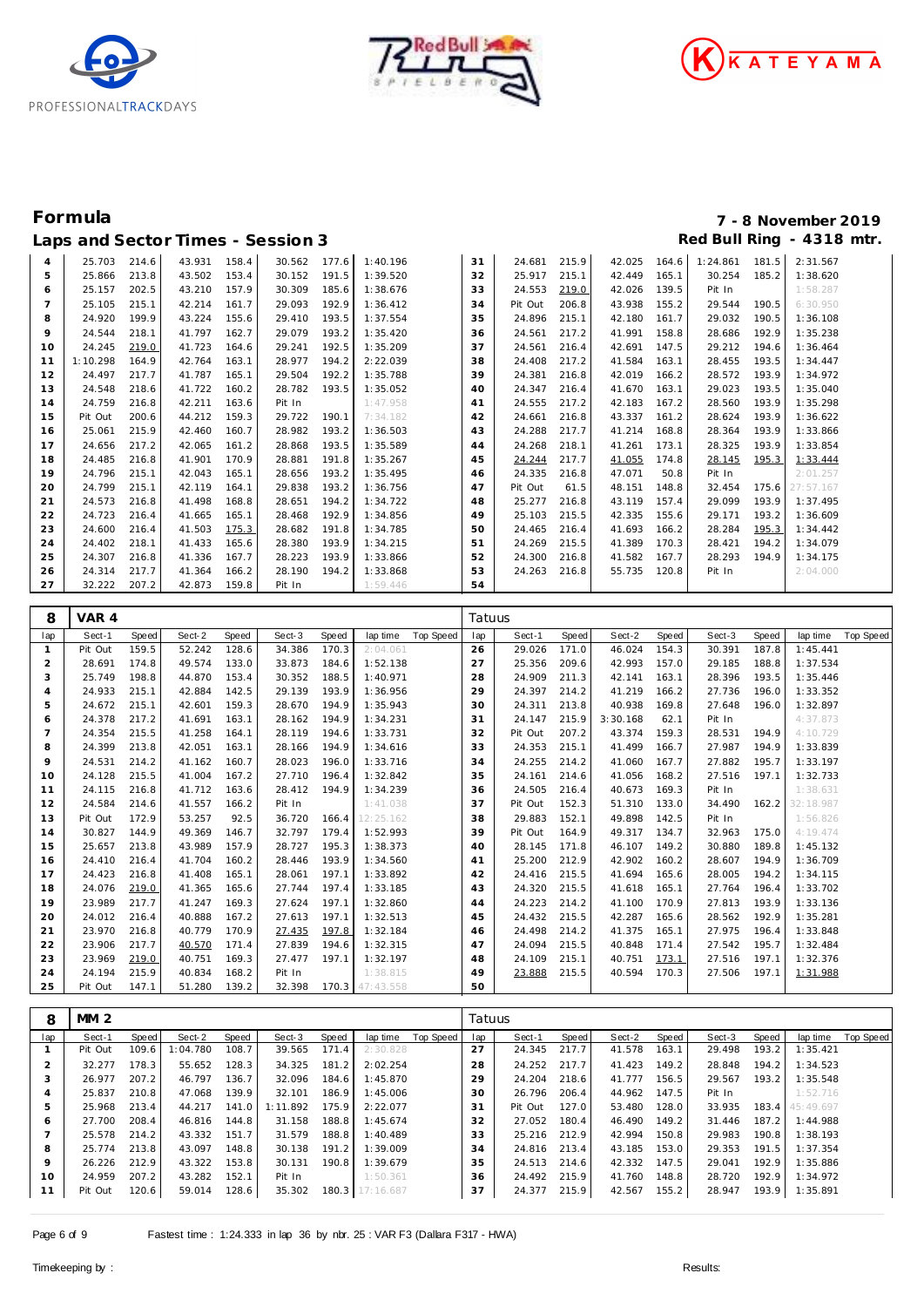# Formula

## Laps and Sector Times - Session 3

7 - 8 November 2019
Red Bull Ring - 4318 mtr.

| lap | Sect-1 | Speed | Sect-2 | Speed | Sect-3 | Speed | lap time | Top Speed | lap | Sect-1 | Speed | Sect-2 | Speed | Sect-3 | Speed | lap time | Top Speed |
|---|---|---|---|---|---|---|---|---|---|---|---|---|---|---|---|---|---|
| 4 | 25.703 | 214.6 | 43.931 | 158.4 | 30.562 | 177.6 | 1:40.196 | | 31 | 24.681 | 215.9 | 42.025 | 164.6 | 1:24.861 | 181.5 | 2:31.567 | |
| 5 | 25.866 | 213.8 | 43.502 | 153.4 | 30.152 | 191.5 | 1:39.520 | | 32 | 25.917 | 215.1 | 42.449 | 165.1 | 30.254 | 185.2 | 1:38.620 | |
| 6 | 25.157 | 202.5 | 43.210 | 157.9 | 30.309 | 185.6 | 1:38.676 | | 33 | 24.553 | 219.0 | 42.026 | 139.5 | Pit In | | 1:58.287 | |
| 7 | 25.105 | 215.1 | 42.214 | 161.7 | 29.093 | 192.9 | 1:36.412 | | 34 | Pit Out | 206.8 | 43.938 | 155.2 | 29.544 | 190.5 | 6:30.950 | |
| 8 | 24.920 | 199.9 | 43.224 | 155.6 | 29.410 | 193.5 | 1:37.554 | | 35 | 24.896 | 215.1 | 42.180 | 161.7 | 29.032 | 190.5 | 1:36.108 | |
| 9 | 24.544 | 218.1 | 41.797 | 162.7 | 29.079 | 193.2 | 1:35.420 | | 36 | 24.561 | 217.2 | 41.991 | 158.8 | 28.686 | 192.9 | 1:35.238 | |
| 10 | 24.245 | 219.0 | 41.723 | 164.6 | 29.241 | 192.5 | 1:35.209 | | 37 | 24.561 | 216.4 | 42.691 | 147.5 | 29.212 | 194.6 | 1:36.464 | |
| 11 | 1:10.298 | 164.9 | 42.764 | 163.1 | 28.977 | 194.2 | 2:22.039 | | 38 | 24.408 | 217.2 | 41.584 | 163.1 | 28.455 | 193.5 | 1:34.447 | |
| 12 | 24.497 | 217.7 | 41.787 | 165.1 | 29.504 | 192.2 | 1:35.788 | | 39 | 24.381 | 216.8 | 42.019 | 166.2 | 28.572 | 193.9 | 1:34.972 | |
| 13 | 24.548 | 218.6 | 41.722 | 160.2 | 28.782 | 193.5 | 1:35.052 | | 40 | 24.347 | 216.4 | 41.670 | 163.1 | 29.023 | 193.5 | 1:35.040 | |
| 14 | 24.759 | 216.8 | 42.211 | 163.6 | Pit In | | 1:47.958 | | 41 | 24.555 | 217.2 | 42.183 | 167.2 | 28.560 | 193.9 | 1:35.298 | |
| 15 | Pit Out | 200.6 | 44.212 | 159.3 | 29.722 | 190.1 | 7:34.182 | | 42 | 24.661 | 216.8 | 43.337 | 161.2 | 28.624 | 193.9 | 1:36.622 | |
| 16 | 25.061 | 215.9 | 42.460 | 160.7 | 28.982 | 193.2 | 1:36.503 | | 43 | 24.288 | 217.7 | 41.214 | 168.8 | 28.364 | 193.9 | 1:33.866 | |
| 17 | 24.656 | 217.2 | 42.065 | 161.2 | 28.868 | 193.5 | 1:35.589 | | 44 | 24.268 | 218.1 | 41.261 | 173.1 | 28.325 | 193.9 | 1:33.854 | |
| 18 | 24.485 | 216.8 | 41.901 | 170.9 | 28.881 | 191.8 | 1:35.267 | | 45 | 24.244 | 217.7 | 41.055 | 174.8 | 28.145 | 195.3 | 1:33.444 | |
| 19 | 24.796 | 215.1 | 42.043 | 165.1 | 28.656 | 193.2 | 1:35.495 | | 46 | 24.335 | 216.8 | 47.071 | 50.8 | Pit In | | 2:01.257 | |
| 20 | 24.799 | 215.1 | 42.119 | 164.1 | 29.838 | 193.2 | 1:36.756 | | 47 | Pit Out | 61.5 | 48.151 | 148.8 | 32.454 | 175.6 | 27:57.167 | |
| 21 | 24.573 | 216.8 | 41.498 | 168.8 | 28.651 | 194.2 | 1:34.722 | | 48 | 25.277 | 216.8 | 43.119 | 157.4 | 29.099 | 193.9 | 1:37.495 | |
| 22 | 24.723 | 216.4 | 41.665 | 165.1 | 28.468 | 192.9 | 1:34.856 | | 49 | 25.103 | 215.5 | 42.335 | 155.6 | 29.171 | 193.2 | 1:36.609 | |
| 23 | 24.600 | 216.4 | 41.503 | 175.3 | 28.682 | 191.8 | 1:34.785 | | 50 | 24.465 | 216.4 | 41.693 | 166.2 | 28.284 | 195.3 | 1:34.442 | |
| 24 | 24.402 | 218.1 | 41.433 | 165.6 | 28.380 | 193.9 | 1:34.215 | | 51 | 24.269 | 215.5 | 41.389 | 170.3 | 28.421 | 194.2 | 1:34.079 | |
| 25 | 24.307 | 216.8 | 41.336 | 167.7 | 28.223 | 193.9 | 1:33.866 | | 52 | 24.300 | 216.8 | 41.582 | 167.7 | 28.293 | 194.9 | 1:34.175 | |
| 26 | 24.314 | 217.7 | 41.364 | 166.2 | 28.190 | 194.2 | 1:33.868 | | 53 | 24.263 | 216.8 | 55.735 | 120.8 | Pit In | | 2:04.000 | |
| 27 | 32.222 | 207.2 | 42.873 | 159.8 | Pit In | | 1:59.446 | | 54 | | | | | | | | |

**8 VAR 4** — Tatuus

| lap | Sect-1 | Speed | Sect-2 | Speed | Sect-3 | Speed | lap time | Top Speed | lap | Sect-1 | Speed | Sect-2 | Speed | Sect-3 | Speed | lap time | Top Speed |
|---|---|---|---|---|---|---|---|---|---|---|---|---|---|---|---|---|---|
| 1 | Pit Out | 159.5 | 52.242 | 128.6 | 34.386 | 170.3 | 2:04.061 | | 26 | 29.026 | 171.0 | 46.024 | 154.3 | 30.391 | 187.8 | 1:45.441 | |
| 2 | 28.691 | 174.8 | 49.574 | 133.0 | 33.873 | 184.6 | 1:52.138 | | 27 | 25.356 | 209.6 | 42.993 | 157.0 | 29.185 | 188.8 | 1:37.534 | |
| 3 | 25.749 | 198.8 | 44.870 | 153.4 | 30.352 | 188.5 | 1:40.971 | | 28 | 24.909 | 211.3 | 42.141 | 163.1 | 28.396 | 193.5 | 1:35.446 | |
| 4 | 24.933 | 215.1 | 42.884 | 142.5 | 29.139 | 193.9 | 1:36.956 | | 29 | 24.397 | 214.2 | 41.219 | 166.2 | 27.736 | 196.0 | 1:33.352 | |
| 5 | 24.672 | 215.1 | 42.601 | 159.3 | 28.670 | 194.9 | 1:35.943 | | 30 | 24.311 | 213.8 | 40.938 | 169.8 | 27.648 | 196.0 | 1:32.897 | |
| 6 | 24.378 | 217.2 | 41.691 | 163.1 | 28.162 | 194.9 | 1:34.231 | | 31 | 24.147 | 215.9 | 3:30.168 | 62.1 | Pit In | | 4:37.873 | |
| 7 | 24.354 | 215.5 | 41.258 | 164.1 | 28.119 | 194.6 | 1:33.731 | | 32 | Pit Out | 207.2 | 43.374 | 159.3 | 28.531 | 194.9 | 4:10.729 | |
| 8 | 24.399 | 213.8 | 42.051 | 163.1 | 28.166 | 194.9 | 1:34.616 | | 33 | 24.353 | 215.1 | 41.499 | 166.7 | 27.987 | 194.9 | 1:33.839 | |
| 9 | 24.531 | 214.2 | 41.162 | 160.7 | 28.023 | 196.0 | 1:33.716 | | 34 | 24.255 | 214.2 | 41.060 | 167.7 | 27.882 | 195.7 | 1:33.197 | |
| 10 | 24.128 | 215.5 | 41.004 | 167.2 | 27.710 | 196.4 | 1:32.842 | | 35 | 24.161 | 214.6 | 41.056 | 168.2 | 27.516 | 197.1 | 1:32.733 | |
| 11 | 24.115 | 216.8 | 41.712 | 163.6 | 28.412 | 194.9 | 1:34.239 | | 36 | 24.505 | 216.4 | 40.673 | 169.3 | Pit In | | 1:38.631 | |
| 12 | 24.584 | 214.6 | 41.557 | 166.2 | Pit In | | 1:41.038 | | 37 | Pit Out | 152.3 | 51.310 | 133.0 | 34.490 | 162.2 | 32:18.987 | |
| 13 | Pit Out | 172.9 | 53.257 | 92.5 | 36.720 | 166.4 | 12:25.162 | | 38 | 29.883 | 152.1 | 49.898 | 142.5 | Pit In | | 1:56.826 | |
| 14 | 30.827 | 144.9 | 49.369 | 146.7 | 32.797 | 179.4 | 1:52.993 | | 39 | Pit Out | 164.9 | 49.317 | 134.7 | 32.963 | 175.0 | 4:19.474 | |
| 15 | 25.657 | 213.8 | 43.989 | 157.9 | 28.727 | 195.3 | 1:38.373 | | 40 | 28.145 | 171.8 | 46.107 | 149.2 | 30.880 | 189.8 | 1:45.132 | |
| 16 | 24.410 | 216.4 | 41.704 | 160.2 | 28.446 | 193.9 | 1:34.560 | | 41 | 25.200 | 212.9 | 42.902 | 160.2 | 28.607 | 194.9 | 1:36.709 | |
| 17 | 24.423 | 216.8 | 41.408 | 165.1 | 28.061 | 197.1 | 1:33.892 | | 42 | 24.416 | 215.5 | 41.694 | 165.6 | 28.005 | 194.2 | 1:34.115 | |
| 18 | 24.076 | 219.0 | 41.365 | 165.6 | 27.744 | 197.4 | 1:33.185 | | 43 | 24.320 | 215.5 | 41.618 | 165.1 | 27.764 | 196.4 | 1:33.702 | |
| 19 | 23.989 | 217.7 | 41.247 | 169.3 | 27.624 | 197.1 | 1:32.860 | | 44 | 24.223 | 214.2 | 41.100 | 170.9 | 27.813 | 193.9 | 1:33.136 | |
| 20 | 24.012 | 216.4 | 40.888 | 167.2 | 27.613 | 197.1 | 1:32.513 | | 45 | 24.432 | 215.5 | 42.287 | 165.6 | 28.562 | 192.9 | 1:35.281 | |
| 21 | 23.970 | 216.8 | 40.779 | 170.9 | 27.435 | 197.8 | 1:32.184 | | 46 | 24.498 | 214.2 | 41.375 | 165.1 | 27.975 | 196.4 | 1:33.848 | |
| 22 | 23.906 | 217.7 | 40.570 | 171.4 | 27.839 | 194.6 | 1:32.315 | | 47 | 24.094 | 215.5 | 40.848 | 171.4 | 27.542 | 195.7 | 1:32.484 | |
| 23 | 23.969 | 219.0 | 40.751 | 169.3 | 27.477 | 197.1 | 1:32.197 | | 48 | 24.109 | 215.1 | 40.751 | 173.1 | 27.516 | 197.1 | 1:32.376 | |
| 24 | 24.194 | 215.9 | 40.834 | 168.2 | Pit In | | 1:38.815 | | 49 | 23.888 | 215.5 | 40.594 | 170.3 | 27.506 | 197.1 | 1:31.988 | |
| 25 | Pit Out | 147.1 | 51.280 | 139.2 | 32.398 | 170.3 | 47:43.558 | | 50 | | | | | | | | |

**8 MM 2** — Tatuus

| lap | Sect-1 | Speed | Sect-2 | Speed | Sect-3 | Speed | lap time | Top Speed | lap | Sect-1 | Speed | Sect-2 | Speed | Sect-3 | Speed | lap time | Top Speed |
|---|---|---|---|---|---|---|---|---|---|---|---|---|---|---|---|---|---|
| 1 | Pit Out | 109.6 | 1:04.780 | 108.7 | 39.565 | 171.4 | 2:30.828 | | 27 | 24.345 | 217.7 | 41.578 | 163.1 | 29.498 | 193.2 | 1:35.421 | |
| 2 | 32.277 | 178.3 | 55.652 | 128.3 | 34.325 | 181.2 | 2:02.254 | | 28 | 24.252 | 217.7 | 41.423 | 149.2 | 28.848 | 194.2 | 1:34.523 | |
| 3 | 26.977 | 207.2 | 46.797 | 136.7 | 32.096 | 184.6 | 1:45.870 | | 29 | 24.204 | 218.6 | 41.777 | 156.5 | 29.567 | 193.2 | 1:35.548 | |
| 4 | 25.837 | 210.8 | 47.068 | 139.9 | 32.101 | 186.9 | 1:45.006 | | 30 | 26.796 | 206.4 | 44.962 | 147.5 | Pit In | | 1:52.716 | |
| 5 | 25.968 | 213.4 | 44.217 | 141.0 | 1:11.892 | 175.9 | 2:22.077 | | 31 | Pit Out | 127.0 | 53.480 | 128.0 | 33.935 | 183.4 | 45:49.697 | |
| 6 | 27.700 | 208.4 | 46.816 | 144.8 | 31.158 | 188.8 | 1:45.674 | | 32 | 27.052 | 180.4 | 46.490 | 149.2 | 31.446 | 187.2 | 1:44.988 | |
| 7 | 25.578 | 214.2 | 43.332 | 151.7 | 31.579 | 188.8 | 1:40.489 | | 33 | 25.216 | 212.9 | 42.994 | 150.8 | 29.983 | 190.8 | 1:38.193 | |
| 8 | 25.774 | 213.8 | 43.097 | 148.8 | 30.138 | 191.2 | 1:39.009 | | 34 | 24.816 | 213.4 | 43.185 | 153.0 | 29.353 | 191.5 | 1:37.354 | |
| 9 | 26.226 | 212.9 | 43.322 | 153.8 | 30.131 | 190.8 | 1:39.679 | | 35 | 24.513 | 214.6 | 42.332 | 147.5 | 29.041 | 192.9 | 1:35.886 | |
| 10 | 24.959 | 207.2 | 43.282 | 152.1 | Pit In | | 1:50.361 | | 36 | 24.492 | 215.9 | 41.760 | 148.8 | 28.720 | 192.9 | 1:34.972 | |
| 11 | Pit Out | 120.6 | 59.014 | 128.6 | 35.302 | 180.3 | 17:16.687 | | 37 | 24.377 | 215.9 | 42.567 | 155.2 | 28.947 | 193.9 | 1:35.891 | |

Fastest time : 1:24.333 in lap 36 by nbr. 25 : VAR F3 (Dallara F317 - HWA)

Timekeeping by : Results: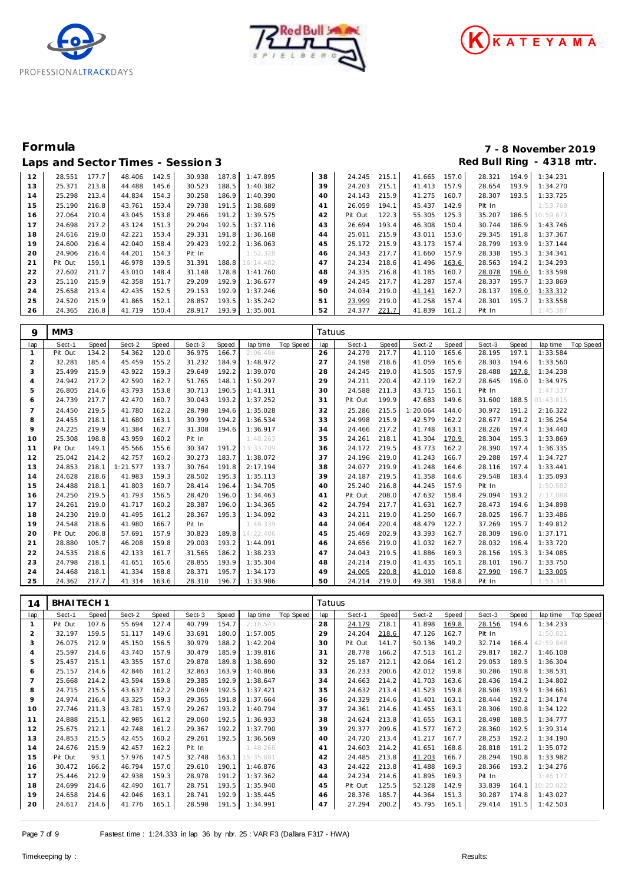# Formula

## Laps and Sector Times - Session 3

**7 - 8 November 2019**
**Red Bull Ring - 4318 mtr.**

| lap | Sect-1 | Speed | Sect-2 | Speed | Sect-3 | Speed | lap time | Top Speed | lap | Sect-1 | Speed | Sect-2 | Speed | Sect-3 | Speed | lap time | Top Speed |
|---|---|---|---|---|---|---|---|---|---|---|---|---|---|---|---|---|---|
| 12 | 28.551 | 177.7 | 48.406 | 142.5 | 30.938 | 187.8 | 1:47.895 | | 38 | 24.245 | 215.1 | 41.665 | 157.0 | 28.321 | 194.9 | 1:34.231 | |
| 13 | 25.371 | 213.8 | 44.488 | 145.6 | 30.523 | 188.5 | 1:40.382 | | 39 | 24.203 | 215.1 | 41.413 | 157.9 | 28.654 | 193.9 | 1:34.270 | |
| 14 | 25.298 | 213.4 | 44.834 | 154.3 | 30.258 | 186.9 | 1:40.390 | | 40 | 24.143 | 215.9 | 41.275 | 160.7 | 28.307 | 193.5 | 1:33.725 | |
| 15 | 25.190 | 216.8 | 43.761 | 153.4 | 29.738 | 191.5 | 1:38.689 | | 41 | 26.059 | 194.1 | 45.437 | 142.9 | Pit In | | 1:53.768 | |
| 16 | 27.064 | 210.4 | 43.045 | 153.8 | 29.466 | 191.2 | 1:39.575 | | 42 | Pit Out | 122.3 | 55.305 | 125.3 | 35.207 | 186.5 | 10:59.673 | |
| 17 | 24.698 | 217.2 | 43.124 | 151.3 | 29.294 | 192.5 | 1:37.116 | | 43 | 26.694 | 193.4 | 46.308 | 150.4 | 30.744 | 186.9 | 1:43.746 | |
| 18 | 24.616 | 219.0 | 42.221 | 153.4 | 29.331 | 191.8 | 1:36.168 | | 44 | 25.011 | 215.9 | 43.011 | 153.0 | 29.345 | 191.8 | 1:37.367 | |
| 19 | 24.600 | 216.4 | 42.040 | 158.4 | 29.423 | 192.2 | 1:36.063 | | 45 | 25.172 | 215.9 | 43.173 | 157.4 | 28.799 | 193.9 | 1:37.144 | |
| 20 | 24.906 | 216.4 | 44.201 | 154.3 | Pit In | | 1:52.328 | | 46 | 24.343 | 217.7 | 41.660 | 157.9 | 28.338 | 195.3 | 1:34.341 | |
| 21 | Pit Out | 159.1 | 46.978 | 139.5 | 31.391 | 188.8 | 16:14.482 | | 47 | 24.234 | 218.6 | 41.496 | 163.6 | 28.563 | 194.2 | 1:34.293 | |
| 22 | 27.602 | 211.7 | 43.010 | 148.4 | 31.148 | 178.8 | 1:41.760 | | 48 | 24.335 | 216.8 | 41.185 | 160.7 | 28.078 | 196.0 | 1:33.598 | |
| 23 | 25.110 | 215.9 | 42.358 | 151.7 | 29.209 | 192.9 | 1:36.677 | | 49 | 24.245 | 217.7 | 41.287 | 157.4 | 28.337 | 195.7 | 1:33.869 | |
| 24 | 25.658 | 213.4 | 42.435 | 152.5 | 29.153 | 192.9 | 1:37.246 | | 50 | 24.034 | 219.0 | 41.141 | 162.7 | 28.137 | 196.0 | 1:33.312 | |
| 25 | 24.520 | 215.9 | 41.865 | 152.1 | 28.857 | 193.5 | 1:35.242 | | 51 | 23.999 | 219.0 | 41.258 | 157.4 | 28.301 | 195.7 | 1:33.558 | |
| 26 | 24.365 | 216.8 | 41.719 | 150.4 | 28.917 | 193.9 | 1:35.001 | | 52 | 24.377 | 221.7 | 41.839 | 161.2 | Pit In | | 1:45.387 | |

### 9 MM3 — Tatuus

| lap | Sect-1 | Speed | Sect-2 | Speed | Sect-3 | Speed | lap time | Top Speed | lap | Sect-1 | Speed | Sect-2 | Speed | Sect-3 | Speed | lap time | Top Speed |
|---|---|---|---|---|---|---|---|---|---|---|---|---|---|---|---|---|---|
| 1 | Pit Out | 134.2 | 54.362 | 120.0 | 36.975 | 166.7 | 2:06.486 | | 26 | 24.279 | 217.7 | 41.110 | 165.6 | 28.195 | 197.1 | 1:33.584 | |
| 2 | 32.281 | 185.4 | 45.459 | 155.2 | 31.232 | 184.9 | 1:48.972 | | 27 | 24.198 | 218.6 | 41.059 | 165.6 | 28.303 | 194.6 | 1:33.560 | |
| 3 | 25.499 | 215.9 | 43.922 | 159.3 | 29.649 | 192.2 | 1:39.070 | | 28 | 24.245 | 219.0 | 41.505 | 157.9 | 28.488 | 197.8 | 1:34.238 | |
| 4 | 24.942 | 217.2 | 42.590 | 162.7 | 51.765 | 148.1 | 1:59.297 | | 29 | 24.211 | 220.4 | 42.119 | 162.2 | 28.645 | 196.0 | 1:34.975 | |
| 5 | 26.805 | 214.6 | 43.793 | 153.8 | 30.713 | 190.5 | 1:41.311 | | 30 | 24.588 | 211.3 | 43.715 | 156.1 | Pit In | | 1:47.337 | |
| 6 | 24.739 | 217.7 | 42.470 | 160.7 | 30.043 | 193.2 | 1:37.252 | | 31 | Pit Out | 199.9 | 47.683 | 149.6 | 31.600 | 188.5 | 01:43.815 | |
| 7 | 24.450 | 219.5 | 41.780 | 162.2 | 28.798 | 194.6 | 1:35.028 | | 32 | 25.286 | 215.5 | 1:20.064 | 144.0 | 30.972 | 191.2 | 2:16.322 | |
| 8 | 24.455 | 218.1 | 41.680 | 163.1 | 30.399 | 194.2 | 1:36.534 | | 33 | 24.998 | 215.9 | 42.579 | 162.2 | 28.677 | 194.2 | 1:36.254 | |
| 9 | 24.225 | 219.9 | 41.384 | 162.7 | 31.308 | 194.6 | 1:36.917 | | 34 | 24.466 | 217.2 | 41.748 | 163.1 | 28.226 | 197.4 | 1:34.440 | |
| 10 | 25.308 | 198.8 | 43.959 | 160.2 | Pit In | | 1:48.263 | | 35 | 24.261 | 218.1 | 41.304 | 170.9 | 28.304 | 195.3 | 1:33.869 | |
| 11 | Pit Out | 149.1 | 45.566 | 155.6 | 30.347 | 191.2 | 13:33.709 | | 36 | 24.172 | 219.5 | 43.773 | 162.2 | 28.390 | 197.4 | 1:36.335 | |
| 12 | 25.042 | 214.2 | 42.757 | 160.2 | 30.273 | 183.7 | 1:38.072 | | 37 | 24.196 | 219.0 | 41.243 | 166.7 | 29.288 | 197.4 | 1:34.727 | |
| 13 | 24.853 | 218.1 | 1:21.577 | 133.7 | 30.764 | 191.8 | 2:17.194 | | 38 | 24.077 | 219.9 | 41.248 | 164.6 | 28.116 | 197.4 | 1:33.441 | |
| 14 | 24.628 | 218.6 | 41.983 | 159.3 | 28.502 | 195.3 | 1:35.113 | | 39 | 24.187 | 219.5 | 41.358 | 164.6 | 29.548 | 183.4 | 1:35.093 | |
| 15 | 24.488 | 218.1 | 41.803 | 160.7 | 28.414 | 196.4 | 1:34.705 | | 40 | 25.240 | 216.8 | 44.245 | 157.9 | Pit In | | 1:50.582 | |
| 16 | 24.250 | 219.5 | 41.793 | 156.5 | 28.420 | 196.0 | 1:34.463 | | 41 | Pit Out | 208.0 | 47.632 | 158.4 | 29.094 | 193.2 | 7:17.088 | |
| 17 | 24.261 | 219.0 | 41.717 | 160.2 | 28.387 | 196.0 | 1:34.365 | | 42 | 24.794 | 217.7 | 41.631 | 162.7 | 28.473 | 194.6 | 1:34.898 | |
| 18 | 24.230 | 219.0 | 41.495 | 161.2 | 28.367 | 195.3 | 1:34.092 | | 43 | 24.211 | 219.0 | 41.250 | 166.7 | 28.025 | 196.7 | 1:33.486 | |
| 19 | 24.548 | 218.6 | 41.980 | 166.7 | Pit In | | 1:48.339 | | 44 | 24.064 | 220.4 | 48.479 | 122.7 | 37.269 | 195.7 | 1:49.812 | |
| 20 | Pit Out | 206.8 | 57.691 | 157.9 | 30.823 | 189.8 | 14:22.406 | | 45 | 25.469 | 202.9 | 43.393 | 162.7 | 28.309 | 196.0 | 1:37.171 | |
| 21 | 28.880 | 105.7 | 46.208 | 159.8 | 29.003 | 193.2 | 1:44.091 | | 46 | 24.656 | 219.0 | 41.032 | 162.7 | 28.032 | 196.4 | 1:33.720 | |
| 22 | 24.535 | 218.6 | 42.133 | 161.7 | 31.565 | 186.2 | 1:38.233 | | 47 | 24.043 | 219.5 | 41.886 | 169.3 | 28.156 | 195.3 | 1:34.085 | |
| 23 | 24.798 | 218.1 | 41.651 | 165.6 | 28.855 | 193.9 | 1:35.304 | | 48 | 24.214 | 219.0 | 41.435 | 165.1 | 28.101 | 196.7 | 1:33.750 | |
| 24 | 24.468 | 218.1 | 41.334 | 158.8 | 28.371 | 195.7 | 1:34.173 | | 49 | 24.005 | 220.8 | 41.010 | 168.8 | 27.990 | 196.7 | 1:33.005 | |
| 25 | 24.362 | 217.7 | 41.314 | 163.6 | 28.310 | 196.7 | 1:33.986 | | 50 | 24.214 | 219.0 | 49.381 | 158.8 | Pit In | | 1:53.341 | |

### 14 BHAITECH 1 — Tatuus

| lap | Sect-1 | Speed | Sect-2 | Speed | Sect-3 | Speed | lap time | Top Speed | lap | Sect-1 | Speed | Sect-2 | Speed | Sect-3 | Speed | lap time | Top Speed |
|---|---|---|---|---|---|---|---|---|---|---|---|---|---|---|---|---|---|
| 1 | Pit Out | 107.6 | 55.694 | 127.4 | 40.799 | 154.7 | 2:16.543 | | 28 | 24.179 | 218.1 | 41.898 | 169.8 | 28.156 | 194.6 | 1:34.233 | |
| 2 | 32.197 | 159.5 | 51.117 | 149.6 | 33.691 | 180.0 | 1:57.005 | | 29 | 24.204 | 218.6 | 47.126 | 162.7 | Pit In | | 1:50.821 | |
| 3 | 26.075 | 212.9 | 45.150 | 156.5 | 30.979 | 188.2 | 1:42.204 | | 30 | Pit Out | 141.7 | 50.136 | 149.2 | 32.714 | 166.4 | 42:59.848 | |
| 4 | 25.597 | 214.6 | 43.740 | 157.9 | 30.479 | 185.9 | 1:39.816 | | 31 | 28.778 | 166.2 | 47.513 | 161.2 | 29.817 | 182.7 | 1:46.108 | |
| 5 | 25.457 | 215.1 | 43.355 | 157.0 | 29.878 | 189.8 | 1:38.690 | | 32 | 25.187 | 212.1 | 42.064 | 161.2 | 29.053 | 189.5 | 1:36.304 | |
| 6 | 25.157 | 214.6 | 42.846 | 161.2 | 32.863 | 163.9 | 1:40.866 | | 33 | 26.233 | 200.6 | 42.012 | 159.8 | 30.286 | 190.8 | 1:38.531 | |
| 7 | 25.668 | 214.2 | 43.594 | 159.8 | 29.385 | 192.9 | 1:38.647 | | 34 | 24.663 | 214.2 | 41.703 | 163.6 | 28.436 | 194.2 | 1:34.802 | |
| 8 | 24.715 | 215.5 | 43.637 | 162.2 | 29.069 | 192.5 | 1:37.421 | | 35 | 24.632 | 213.4 | 41.523 | 159.8 | 28.506 | 193.9 | 1:34.661 | |
| 9 | 24.974 | 216.4 | 43.325 | 159.3 | 29.365 | 191.8 | 1:37.664 | | 36 | 24.329 | 214.6 | 41.401 | 163.1 | 28.444 | 192.2 | 1:34.174 | |
| 10 | 27.746 | 211.3 | 43.781 | 157.9 | 29.267 | 193.2 | 1:40.794 | | 37 | 24.361 | 214.6 | 41.455 | 163.1 | 28.306 | 190.8 | 1:34.122 | |
| 11 | 24.888 | 215.1 | 42.985 | 161.2 | 29.060 | 192.5 | 1:36.933 | | 38 | 24.624 | 213.8 | 41.655 | 163.1 | 28.498 | 188.5 | 1:34.777 | |
| 12 | 25.675 | 212.1 | 42.748 | 161.2 | 29.367 | 192.2 | 1:37.790 | | 39 | 29.377 | 209.6 | 41.577 | 167.2 | 28.360 | 192.5 | 1:39.314 | |
| 13 | 24.853 | 215.5 | 42.455 | 160.2 | 29.261 | 192.5 | 1:36.569 | | 40 | 24.720 | 213.4 | 41.217 | 167.7 | 28.253 | 192.2 | 1:34.190 | |
| 14 | 24.676 | 215.9 | 42.457 | 162.2 | Pit In | | 1:48.266 | | 41 | 24.603 | 214.2 | 41.651 | 168.8 | 28.818 | 191.2 | 1:35.072 | |
| 15 | Pit Out | 93.1 | 57.976 | 147.5 | 32.748 | 163.1 | 15:35.881 | | 42 | 24.485 | 213.8 | 41.203 | 166.7 | 28.294 | 190.8 | 1:33.982 | |
| 16 | 30.472 | 166.2 | 46.794 | 157.0 | 29.610 | 190.1 | 1:46.876 | | 43 | 24.422 | 213.8 | 41.488 | 169.3 | 28.366 | 193.2 | 1:34.276 | |
| 17 | 25.446 | 212.9 | 42.938 | 159.3 | 28.978 | 191.2 | 1:37.362 | | 44 | 24.234 | 214.6 | 41.895 | 169.3 | Pit In | | 1:46.177 | |
| 18 | 24.699 | 214.6 | 42.490 | 161.7 | 28.751 | 193.5 | 1:35.940 | | 45 | Pit Out | 125.5 | 52.128 | 142.9 | 33.839 | 164.1 | 10:20.022 | |
| 19 | 24.658 | 214.6 | 42.046 | 163.1 | 28.741 | 192.9 | 1:35.445 | | 46 | 28.376 | 185.7 | 44.364 | 151.3 | 30.287 | 174.8 | 1:43.027 | |
| 20 | 24.617 | 214.6 | 41.776 | 165.1 | 28.598 | 191.5 | 1:34.991 | | 47 | 27.294 | 200.2 | 45.795 | 165.1 | 29.414 | 191.5 | 1:42.503 | |

Fastest time : 1:24.333 in lap 36 by nbr. 25 : VAR F3 (Dallara F317 - HWA)

Timekeeping by : Results: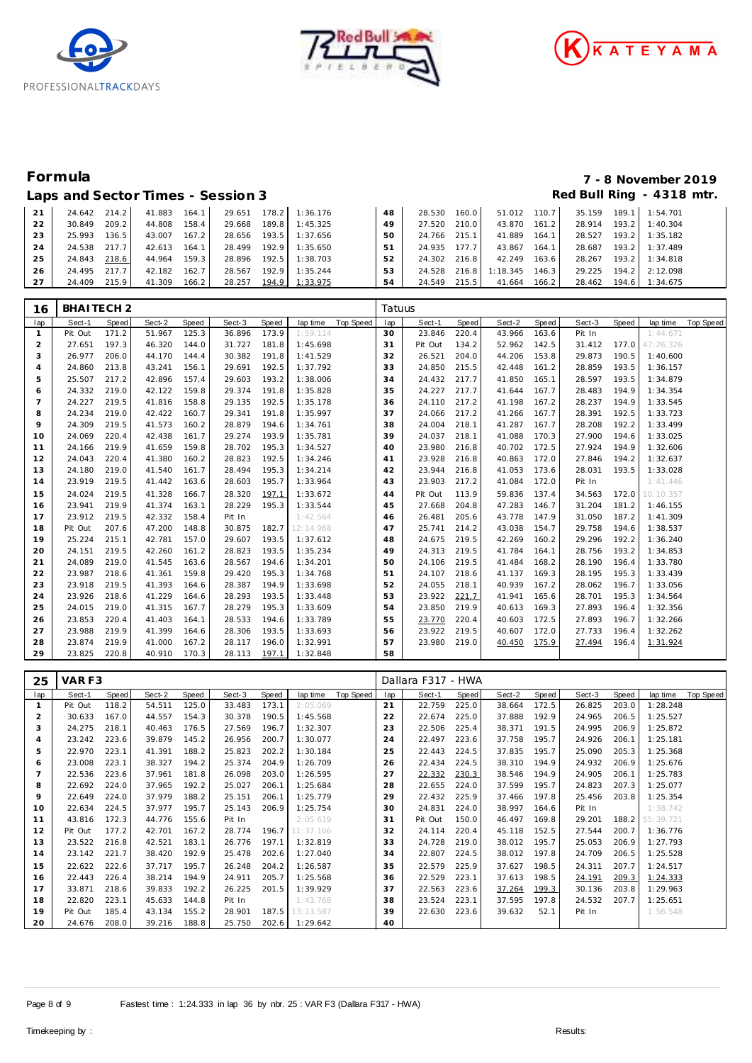# Formula

## Laps and Sector Times - Session 3

7 - 8 November 2019

Red Bull Ring - 4318 mtr.

| lap | Sect-1 | Speed | Sect-2 | Speed | Sect-3 | Speed | lap time | Top Speed | lap | Sect-1 | Speed | Sect-2 | Speed | Sect-3 | Speed | lap time | Top Speed |
|---|---|---|---|---|---|---|---|---|---|---|---|---|---|---|---|---|---|
| 21 | 24.642 | 214.2 | 41.883 | 164.1 | 29.651 | 178.2 | 1:36.176 | | 48 | 28.530 | 160.0 | 51.012 | 110.7 | 35.159 | 189.1 | 1:54.701 | |
| 22 | 30.849 | 209.2 | 44.808 | 158.4 | 29.668 | 189.8 | 1:45.325 | | 49 | 27.520 | 210.0 | 43.870 | 161.2 | 28.914 | 193.2 | 1:40.304 | |
| 23 | 25.993 | 136.5 | 43.007 | 167.2 | 28.656 | 193.5 | 1:37.656 | | 50 | 24.766 | 215.1 | 41.889 | 164.1 | 28.527 | 193.2 | 1:35.182 | |
| 24 | 24.538 | 217.7 | 42.613 | 164.1 | 28.499 | 192.9 | 1:35.650 | | 51 | 24.935 | 177.7 | 43.867 | 164.1 | 28.687 | 193.2 | 1:37.489 | |
| 25 | 24.843 | 218.6 | 44.964 | 159.3 | 28.896 | 192.5 | 1:38.703 | | 52 | 24.302 | 216.8 | 42.249 | 163.6 | 28.267 | 193.2 | 1:34.818 | |
| 26 | 24.495 | 217.7 | 42.182 | 162.7 | 28.567 | 192.9 | 1:35.244 | | 53 | 24.528 | 216.8 | 1:18.345 | 146.3 | 29.225 | 194.2 | 2:12.098 | |
| 27 | 24.409 | 215.9 | 41.309 | 166.2 | 28.257 | 194.9 | 1:33.975 | | 54 | 24.549 | 215.5 | 41.664 | 166.2 | 28.462 | 194.6 | 1:34.675 | |

### 16 BHAITECH 2 — Tatuus

| lap | Sect-1 | Speed | Sect-2 | Speed | Sect-3 | Speed | lap time | Top Speed | lap | Sect-1 | Speed | Sect-2 | Speed | Sect-3 | Speed | lap time | Top Speed |
|---|---|---|---|---|---|---|---|---|---|---|---|---|---|---|---|---|---|
| 1 | Pit Out | 171.2 | 51.967 | 125.3 | 36.896 | 173.9 | 1:59.114 | | 30 | 23.846 | 220.4 | 43.966 | 163.6 | Pit In | | 1:44.671 | |
| 2 | 27.651 | 197.3 | 46.320 | 144.0 | 31.727 | 181.8 | 1:45.698 | | 31 | Pit Out | 134.2 | 52.962 | 142.5 | 31.412 | 177.0 | 47:26.326 | |
| 3 | 26.977 | 206.0 | 44.170 | 144.4 | 30.382 | 191.8 | 1:41.529 | | 32 | 26.521 | 204.0 | 44.206 | 153.8 | 29.873 | 190.5 | 1:40.600 | |
| 4 | 24.860 | 213.8 | 43.241 | 156.1 | 29.691 | 192.5 | 1:37.792 | | 33 | 24.850 | 215.5 | 42.448 | 161.2 | 28.859 | 193.5 | 1:36.157 | |
| 5 | 25.507 | 217.2 | 42.896 | 157.4 | 29.603 | 193.2 | 1:38.006 | | 34 | 24.432 | 217.7 | 41.850 | 165.1 | 28.597 | 193.5 | 1:34.879 | |
| 6 | 24.332 | 219.0 | 42.122 | 159.8 | 29.374 | 191.8 | 1:35.828 | | 35 | 24.227 | 217.7 | 41.644 | 167.7 | 28.483 | 194.9 | 1:34.354 | |
| 7 | 24.227 | 219.5 | 41.816 | 158.8 | 29.135 | 192.5 | 1:35.178 | | 36 | 24.110 | 217.2 | 41.198 | 167.2 | 28.237 | 194.9 | 1:33.545 | |
| 8 | 24.234 | 219.0 | 42.422 | 160.7 | 29.341 | 191.8 | 1:35.997 | | 37 | 24.066 | 217.2 | 41.266 | 167.7 | 28.391 | 192.5 | 1:33.723 | |
| 9 | 24.309 | 219.5 | 41.573 | 160.2 | 28.879 | 194.6 | 1:34.761 | | 38 | 24.004 | 218.1 | 41.287 | 167.7 | 28.208 | 192.2 | 1:33.499 | |
| 10 | 24.069 | 220.4 | 42.438 | 161.7 | 29.274 | 193.9 | 1:35.781 | | 39 | 24.037 | 218.1 | 41.088 | 170.3 | 27.900 | 194.6 | 1:33.025 | |
| 11 | 24.166 | 219.9 | 41.659 | 159.8 | 28.702 | 195.3 | 1:34.527 | | 40 | 23.980 | 216.8 | 40.702 | 172.5 | 27.924 | 194.9 | 1:32.606 | |
| 12 | 24.043 | 220.4 | 41.380 | 160.2 | 28.823 | 192.5 | 1:34.246 | | 41 | 23.928 | 216.8 | 40.863 | 172.0 | 27.846 | 194.2 | 1:32.637 | |
| 13 | 24.180 | 219.0 | 41.540 | 161.7 | 28.494 | 195.3 | 1:34.214 | | 42 | 23.944 | 216.8 | 41.053 | 173.6 | 28.031 | 193.5 | 1:33.028 | |
| 14 | 23.919 | 219.5 | 41.442 | 163.6 | 28.603 | 195.7 | 1:33.964 | | 43 | 23.903 | 217.2 | 41.084 | 172.0 | Pit In | | 1:41.446 | |
| 15 | 24.024 | 219.5 | 41.328 | 166.7 | 28.320 | 197.1 | 1:33.672 | | 44 | Pit Out | 113.9 | 59.836 | 137.4 | 34.563 | 172.0 | 10:10.357 | |
| 16 | 23.941 | 219.9 | 41.374 | 163.1 | 28.229 | 195.3 | 1:33.544 | | 45 | 27.668 | 204.8 | 47.283 | 146.7 | 31.204 | 181.2 | 1:46.155 | |
| 17 | 23.912 | 219.5 | 42.332 | 158.4 | Pit In | | 1:42.564 | | 46 | 26.481 | 205.6 | 43.778 | 147.9 | 31.050 | 187.2 | 1:41.309 | |
| 18 | Pit Out | 207.6 | 47.200 | 148.8 | 30.875 | 182.7 | 12:14.968 | | 47 | 25.741 | 214.2 | 43.038 | 154.7 | 29.758 | 194.6 | 1:38.537 | |
| 19 | 25.224 | 215.1 | 42.781 | 157.0 | 29.607 | 193.5 | 1:37.612 | | 48 | 24.675 | 219.5 | 42.269 | 160.2 | 29.296 | 192.2 | 1:36.240 | |
| 20 | 24.151 | 219.5 | 42.260 | 161.2 | 28.823 | 193.5 | 1:35.234 | | 49 | 24.313 | 219.5 | 41.784 | 164.1 | 28.756 | 193.2 | 1:34.853 | |
| 21 | 24.089 | 219.0 | 41.545 | 163.6 | 28.567 | 194.6 | 1:34.201 | | 50 | 24.106 | 219.5 | 41.484 | 168.2 | 28.190 | 196.4 | 1:33.780 | |
| 22 | 23.987 | 218.6 | 41.361 | 159.8 | 29.420 | 195.3 | 1:34.768 | | 51 | 24.107 | 218.6 | 41.137 | 169.3 | 28.195 | 195.3 | 1:33.439 | |
| 23 | 23.918 | 219.5 | 41.393 | 164.6 | 28.387 | 194.9 | 1:33.698 | | 52 | 24.055 | 218.1 | 40.939 | 167.2 | 28.062 | 196.7 | 1:33.056 | |
| 24 | 23.926 | 218.6 | 41.229 | 164.6 | 28.293 | 193.5 | 1:33.448 | | 53 | 23.922 | 221.7 | 41.941 | 165.6 | 28.701 | 195.3 | 1:34.564 | |
| 25 | 24.015 | 219.0 | 41.315 | 167.7 | 28.279 | 195.3 | 1:33.609 | | 54 | 23.850 | 219.9 | 40.613 | 169.3 | 27.893 | 196.4 | 1:32.356 | |
| 26 | 23.853 | 220.4 | 41.403 | 164.1 | 28.533 | 194.6 | 1:33.789 | | 55 | 23.770 | 220.4 | 40.603 | 172.5 | 27.893 | 196.7 | 1:32.266 | |
| 27 | 23.988 | 219.9 | 41.399 | 164.6 | 28.306 | 193.5 | 1:33.693 | | 56 | 23.922 | 219.5 | 40.607 | 172.0 | 27.733 | 196.4 | 1:32.262 | |
| 28 | 23.874 | 219.9 | 41.000 | 167.2 | 28.117 | 196.0 | 1:32.991 | | 57 | 23.980 | 219.0 | 40.450 | 175.9 | 27.494 | 196.4 | 1:31.924 | |
| 29 | 23.825 | 220.8 | 40.910 | 170.3 | 28.113 | 197.1 | 1:32.848 | | 58 | | | | | | | | |

### 25 VAR F3 — Dallara F317 - HWA

| lap | Sect-1 | Speed | Sect-2 | Speed | Sect-3 | Speed | lap time | Top Speed | lap | Sect-1 | Speed | Sect-2 | Speed | Sect-3 | Speed | lap time | Top Speed |
|---|---|---|---|---|---|---|---|---|---|---|---|---|---|---|---|---|---|
| 1 | Pit Out | 118.2 | 54.511 | 125.0 | 33.483 | 173.1 | 2:05.069 | | 21 | 22.759 | 225.0 | 38.664 | 172.5 | 26.825 | 203.0 | 1:28.248 | |
| 2 | 30.633 | 167.0 | 44.557 | 154.3 | 30.378 | 190.5 | 1:45.568 | | 22 | 22.674 | 225.0 | 37.888 | 192.9 | 24.965 | 206.5 | 1:25.527 | |
| 3 | 24.275 | 218.1 | 40.463 | 176.5 | 27.569 | 196.7 | 1:32.307 | | 23 | 22.506 | 225.4 | 38.371 | 191.5 | 24.995 | 206.9 | 1:25.872 | |
| 4 | 23.242 | 223.6 | 39.879 | 145.2 | 26.956 | 200.7 | 1:30.077 | | 24 | 22.497 | 223.6 | 37.758 | 195.7 | 24.926 | 206.1 | 1:25.181 | |
| 5 | 22.970 | 223.1 | 41.391 | 188.2 | 25.823 | 202.2 | 1:30.184 | | 25 | 22.443 | 224.5 | 37.835 | 195.7 | 25.090 | 205.3 | 1:25.368 | |
| 6 | 23.008 | 223.1 | 38.327 | 194.2 | 25.374 | 204.9 | 1:26.709 | | 26 | 22.434 | 224.5 | 38.310 | 194.9 | 24.932 | 206.9 | 1:25.676 | |
| 7 | 22.536 | 223.6 | 37.961 | 181.8 | 26.098 | 203.0 | 1:26.595 | | 27 | 22.332 | 230.3 | 38.546 | 194.9 | 24.905 | 206.1 | 1:25.783 | |
| 8 | 22.692 | 224.0 | 37.965 | 192.2 | 25.027 | 206.1 | 1:25.684 | | 28 | 22.655 | 224.0 | 37.599 | 195.7 | 24.823 | 207.3 | 1:25.077 | |
| 9 | 22.649 | 224.0 | 37.979 | 188.2 | 25.151 | 206.1 | 1:25.779 | | 29 | 22.432 | 225.9 | 37.466 | 197.8 | 25.456 | 203.8 | 1:25.354 | |
| 10 | 22.634 | 224.5 | 37.977 | 195.7 | 25.143 | 206.9 | 1:25.754 | | 30 | 24.831 | 224.0 | 38.997 | 164.6 | Pit In | | 1:38.742 | |
| 11 | 43.816 | 172.3 | 44.776 | 155.6 | Pit In | | 2:05.619 | | 31 | Pit Out | 150.0 | 46.497 | 169.8 | 29.201 | 188.2 | 55:39.721 | |
| 12 | Pit Out | 177.2 | 42.701 | 167.2 | 28.774 | 196.7 | 11:37.166 | | 32 | 24.114 | 220.4 | 45.118 | 152.5 | 27.544 | 200.7 | 1:36.776 | |
| 13 | 23.522 | 216.8 | 42.521 | 183.1 | 26.776 | 197.1 | 1:32.819 | | 33 | 24.728 | 219.0 | 38.012 | 195.7 | 25.053 | 206.9 | 1:27.793 | |
| 14 | 23.142 | 221.7 | 38.420 | 192.9 | 25.478 | 202.6 | 1:27.040 | | 34 | 22.807 | 224.5 | 38.012 | 197.8 | 24.709 | 206.5 | 1:25.528 | |
| 15 | 22.622 | 222.6 | 37.717 | 195.7 | 26.248 | 204.2 | 1:26.587 | | 35 | 22.579 | 225.9 | 37.627 | 198.5 | 24.311 | 207.7 | 1:24.517 | |
| 16 | 22.443 | 226.4 | 38.214 | 194.9 | 24.911 | 205.7 | 1:25.568 | | 36 | 22.529 | 223.1 | 37.613 | 198.5 | 24.191 | 209.3 | 1:24.333 | |
| 17 | 33.871 | 218.6 | 39.833 | 192.2 | 26.225 | 201.5 | 1:39.929 | | 37 | 22.563 | 223.6 | 37.264 | 199.3 | 30.136 | 203.8 | 1:29.963 | |
| 18 | 22.820 | 223.1 | 45.633 | 144.8 | Pit In | | 1:43.768 | | 38 | 23.524 | 223.1 | 37.595 | 197.8 | 24.532 | 207.7 | 1:25.651 | |
| 19 | Pit Out | 185.4 | 43.134 | 155.2 | 28.901 | 187.5 | 13:13.587 | | 39 | 22.630 | 223.6 | 39.632 | 52.1 | Pit In | | 1:56.548 | |
| 20 | 24.676 | 208.0 | 39.216 | 188.8 | 25.750 | 202.6 | 1:29.642 | | 40 | | | | | | | | |

Fastest time : 1:24.333 in lap 36 by nbr. 25 : VAR F3 (Dallara F317 - HWA)

Timekeeping by : Results: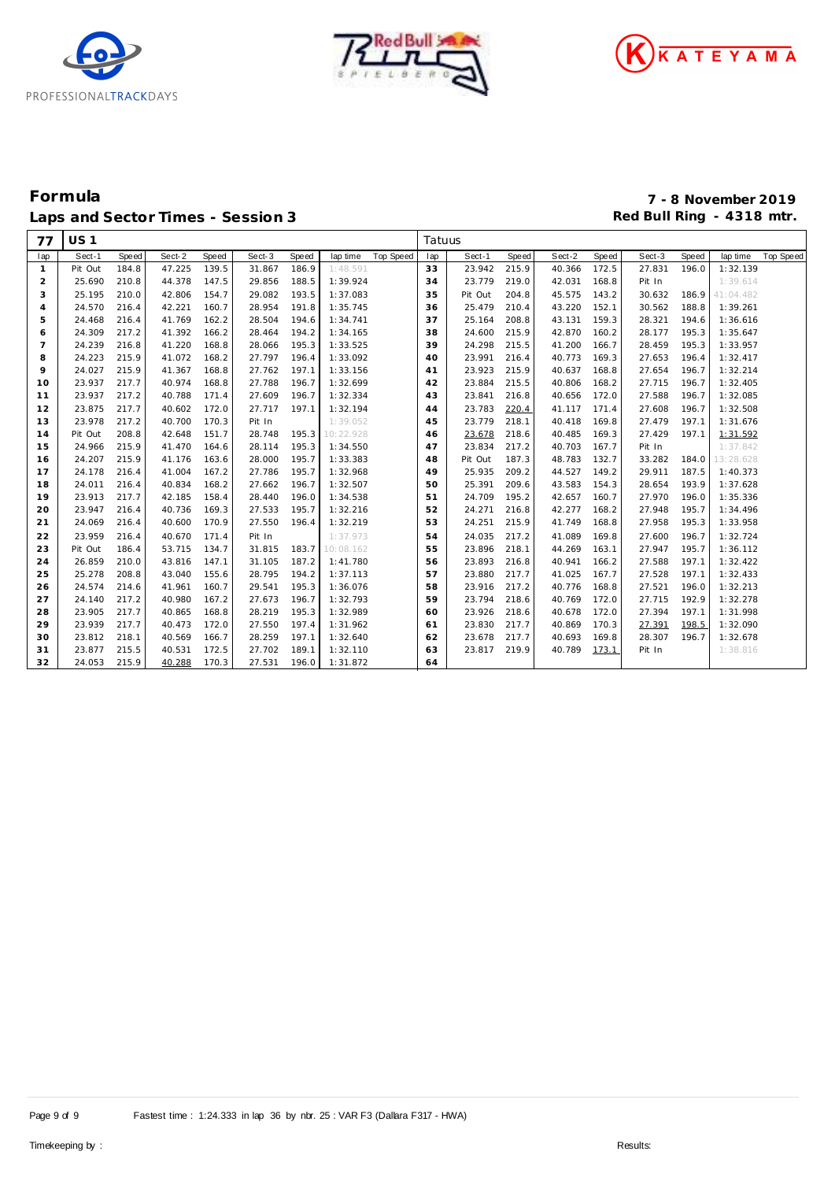## Formula

## Laps and Sector Times - Session 3

**7 - 8 November 2019**
**Red Bull Ring - 4318 mtr.**

| 77 | US 1 | | | | | | | | | Tatuus | | | | | | | | | |
|---|---|---|---|---|---|---|---|---|---|---|---|---|---|---|---|---|---|---|---|
| lap | Sect-1 | Speed | Sect-2 | Speed | Sect-3 | Speed | lap time | Top Speed | lap | Sect-1 | Speed | Sect-2 | Speed | Sect-3 | Speed | lap time | Top Speed |
| 1 | Pit Out | 184.8 | 47.225 | 139.5 | 31.867 | 186.9 | 1:48.591 | | 33 | 23.942 | 215.9 | 40.366 | 172.5 | 27.831 | 196.0 | 1:32.139 | |
| 2 | 25.690 | 210.8 | 44.378 | 147.5 | 29.856 | 188.5 | 1:39.924 | | 34 | 23.779 | 219.0 | 42.031 | 168.8 | Pit In | | 1:39.614 | |
| 3 | 25.195 | 210.0 | 42.806 | 154.7 | 29.082 | 193.5 | 1:37.083 | | 35 | Pit Out | 204.8 | 45.575 | 143.2 | 30.632 | 186.9 | 41:04.482 | |
| 4 | 24.570 | 216.4 | 42.221 | 160.7 | 28.954 | 191.8 | 1:35.745 | | 36 | 25.479 | 210.4 | 43.220 | 152.1 | 30.562 | 188.8 | 1:39.261 | |
| 5 | 24.468 | 216.4 | 41.769 | 162.2 | 28.504 | 194.6 | 1:34.741 | | 37 | 25.164 | 208.8 | 43.131 | 159.3 | 28.321 | 194.6 | 1:36.616 | |
| 6 | 24.309 | 217.2 | 41.392 | 166.2 | 28.464 | 194.2 | 1:34.165 | | 38 | 24.600 | 215.9 | 42.870 | 160.2 | 28.177 | 195.3 | 1:35.647 | |
| 7 | 24.239 | 216.8 | 41.220 | 168.8 | 28.066 | 195.3 | 1:33.525 | | 39 | 24.298 | 215.5 | 41.200 | 166.7 | 28.459 | 195.3 | 1:33.957 | |
| 8 | 24.223 | 215.9 | 41.072 | 168.2 | 27.797 | 196.4 | 1:33.092 | | 40 | 23.991 | 216.4 | 40.773 | 169.3 | 27.653 | 196.4 | 1:32.417 | |
| 9 | 24.027 | 215.9 | 41.367 | 168.8 | 27.762 | 197.1 | 1:33.156 | | 41 | 23.923 | 215.9 | 40.637 | 168.8 | 27.654 | 196.7 | 1:32.214 | |
| 10 | 23.937 | 217.7 | 40.974 | 168.8 | 27.788 | 196.7 | 1:32.699 | | 42 | 23.884 | 215.5 | 40.806 | 168.2 | 27.715 | 196.7 | 1:32.405 | |
| 11 | 23.937 | 217.2 | 40.788 | 171.4 | 27.609 | 196.7 | 1:32.334 | | 43 | 23.841 | 216.8 | 40.656 | 172.0 | 27.588 | 196.7 | 1:32.085 | |
| 12 | 23.875 | 217.7 | 40.602 | 172.0 | 27.717 | 197.1 | 1:32.194 | | 44 | 23.783 | 220.4 | 41.117 | 171.4 | 27.608 | 196.7 | 1:32.508 | |
| 13 | 23.978 | 217.2 | 40.700 | 170.3 | Pit In | | 1:39.052 | | 45 | 23.779 | 218.1 | 40.418 | 169.8 | 27.479 | 197.1 | 1:31.676 | |
| 14 | Pit Out | 208.8 | 42.648 | 151.7 | 28.748 | 195.3 | 10:22.928 | | 46 | 23.678 | 218.6 | 40.485 | 169.3 | 27.429 | 197.1 | 1:31.592 | |
| 15 | 24.966 | 215.9 | 41.470 | 164.6 | 28.114 | 195.3 | 1:34.550 | | 47 | 23.834 | 217.2 | 40.703 | 167.7 | Pit In | | 1:37.842 | |
| 16 | 24.207 | 215.9 | 41.176 | 163.6 | 28.000 | 195.7 | 1:33.383 | | 48 | Pit Out | 187.3 | 48.783 | 132.7 | 33.282 | 184.0 | 13:28.628 | |
| 17 | 24.178 | 216.4 | 41.004 | 167.2 | 27.786 | 195.7 | 1:32.968 | | 49 | 25.935 | 209.2 | 44.527 | 149.2 | 29.911 | 187.5 | 1:40.373 | |
| 18 | 24.011 | 216.4 | 40.834 | 168.2 | 27.662 | 196.7 | 1:32.507 | | 50 | 25.391 | 209.6 | 43.583 | 154.3 | 28.654 | 193.9 | 1:37.628 | |
| 19 | 23.913 | 217.7 | 42.185 | 158.4 | 28.440 | 196.0 | 1:34.538 | | 51 | 24.709 | 195.2 | 42.657 | 160.7 | 27.970 | 196.0 | 1:35.336 | |
| 20 | 23.947 | 216.4 | 40.736 | 169.3 | 27.533 | 195.7 | 1:32.216 | | 52 | 24.271 | 216.8 | 42.277 | 168.2 | 27.948 | 195.7 | 1:34.496 | |
| 21 | 24.069 | 216.4 | 40.600 | 170.9 | 27.550 | 196.4 | 1:32.219 | | 53 | 24.251 | 215.9 | 41.749 | 168.8 | 27.958 | 195.3 | 1:33.958 | |
| 22 | 23.959 | 216.4 | 40.670 | 171.4 | Pit In | | 1:37.973 | | 54 | 24.035 | 217.2 | 41.089 | 169.8 | 27.600 | 196.7 | 1:32.724 | |
| 23 | Pit Out | 186.4 | 53.715 | 134.7 | 31.815 | 183.7 | 10:08.162 | | 55 | 23.896 | 218.1 | 44.269 | 163.1 | 27.947 | 195.7 | 1:36.112 | |
| 24 | 26.859 | 210.0 | 43.816 | 147.1 | 31.105 | 187.2 | 1:41.780 | | 56 | 23.893 | 216.8 | 40.941 | 166.2 | 27.588 | 197.1 | 1:32.422 | |
| 25 | 25.278 | 208.8 | 43.040 | 155.6 | 28.795 | 194.2 | 1:37.113 | | 57 | 23.880 | 217.7 | 41.025 | 167.7 | 27.528 | 197.1 | 1:32.433 | |
| 26 | 24.574 | 214.6 | 41.961 | 160.7 | 29.541 | 195.3 | 1:36.076 | | 58 | 23.916 | 217.2 | 40.776 | 168.8 | 27.521 | 196.0 | 1:32.213 | |
| 27 | 24.140 | 217.2 | 40.980 | 167.2 | 27.673 | 196.7 | 1:32.793 | | 59 | 23.794 | 218.6 | 40.769 | 172.0 | 27.715 | 192.9 | 1:32.278 | |
| 28 | 23.905 | 217.7 | 40.865 | 168.8 | 28.219 | 195.3 | 1:32.989 | | 60 | 23.926 | 218.6 | 40.678 | 172.0 | 27.394 | 197.1 | 1:31.998 | |
| 29 | 23.939 | 217.7 | 40.473 | 172.0 | 27.550 | 197.4 | 1:31.962 | | 61 | 23.830 | 217.7 | 40.869 | 170.3 | 27.391 | 198.5 | 1:32.090 | |
| 30 | 23.812 | 218.1 | 40.569 | 166.7 | 28.259 | 197.1 | 1:32.640 | | 62 | 23.678 | 217.7 | 40.693 | 169.8 | 28.307 | 196.7 | 1:32.678 | |
| 31 | 23.877 | 215.5 | 40.531 | 172.5 | 27.702 | 189.1 | 1:32.110 | | 63 | 23.817 | 219.9 | 40.789 | 173.1 | Pit In | | 1:38.816 | |
| 32 | 24.053 | 215.9 | 40.288 | 170.3 | 27.531 | 196.0 | 1:31.872 | | 64 | | | | | | | | |

Fastest time : 1:24.333 in lap 36 by nbr. 25 : VAR F3 (Dallara F317 - HWA)

Timekeeping by : Results: